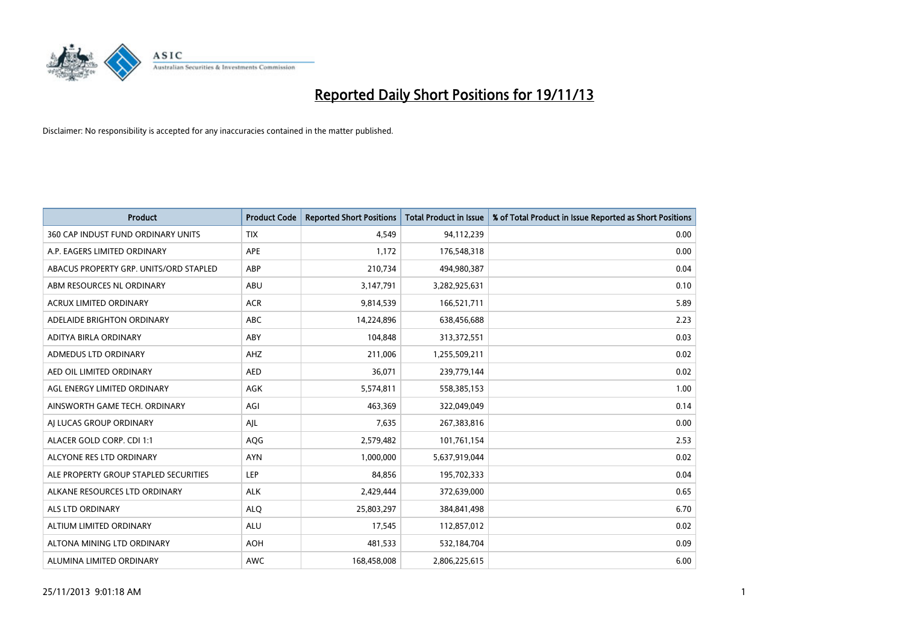# Reported Daily Short Positions for 19/11/13

Disclaimer: No responsibility is accepted for any inaccuracies contained in the matter published.

| Product | Product Code | Reported Short Positions | Total Product in Issue | % of Total Product in Issue Reported as Short Positions |
|---|---|---|---|---|
| 360 CAP INDUST FUND ORDINARY UNITS | TIX | 4,549 | 94,112,239 | 0.00 |
| A.P. EAGERS LIMITED ORDINARY | APE | 1,172 | 176,548,318 | 0.00 |
| ABACUS PROPERTY GRP. UNITS/ORD STAPLED | ABP | 210,734 | 494,980,387 | 0.04 |
| ABM RESOURCES NL ORDINARY | ABU | 3,147,791 | 3,282,925,631 | 0.10 |
| ACRUX LIMITED ORDINARY | ACR | 9,814,539 | 166,521,711 | 5.89 |
| ADELAIDE BRIGHTON ORDINARY | ABC | 14,224,896 | 638,456,688 | 2.23 |
| ADITYA BIRLA ORDINARY | ABY | 104,848 | 313,372,551 | 0.03 |
| ADMEDUS LTD ORDINARY | AHZ | 211,006 | 1,255,509,211 | 0.02 |
| AED OIL LIMITED ORDINARY | AED | 36,071 | 239,779,144 | 0.02 |
| AGL ENERGY LIMITED ORDINARY | AGK | 5,574,811 | 558,385,153 | 1.00 |
| AINSWORTH GAME TECH. ORDINARY | AGI | 463,369 | 322,049,049 | 0.14 |
| AJ LUCAS GROUP ORDINARY | AJL | 7,635 | 267,383,816 | 0.00 |
| ALACER GOLD CORP. CDI 1:1 | AQG | 2,579,482 | 101,761,154 | 2.53 |
| ALCYONE RES LTD ORDINARY | AYN | 1,000,000 | 5,637,919,044 | 0.02 |
| ALE PROPERTY GROUP STAPLED SECURITIES | LEP | 84,856 | 195,702,333 | 0.04 |
| ALKANE RESOURCES LTD ORDINARY | ALK | 2,429,444 | 372,639,000 | 0.65 |
| ALS LTD ORDINARY | ALQ | 25,803,297 | 384,841,498 | 6.70 |
| ALTIUM LIMITED ORDINARY | ALU | 17,545 | 112,857,012 | 0.02 |
| ALTONA MINING LTD ORDINARY | AOH | 481,533 | 532,184,704 | 0.09 |
| ALUMINA LIMITED ORDINARY | AWC | 168,458,008 | 2,806,225,615 | 6.00 |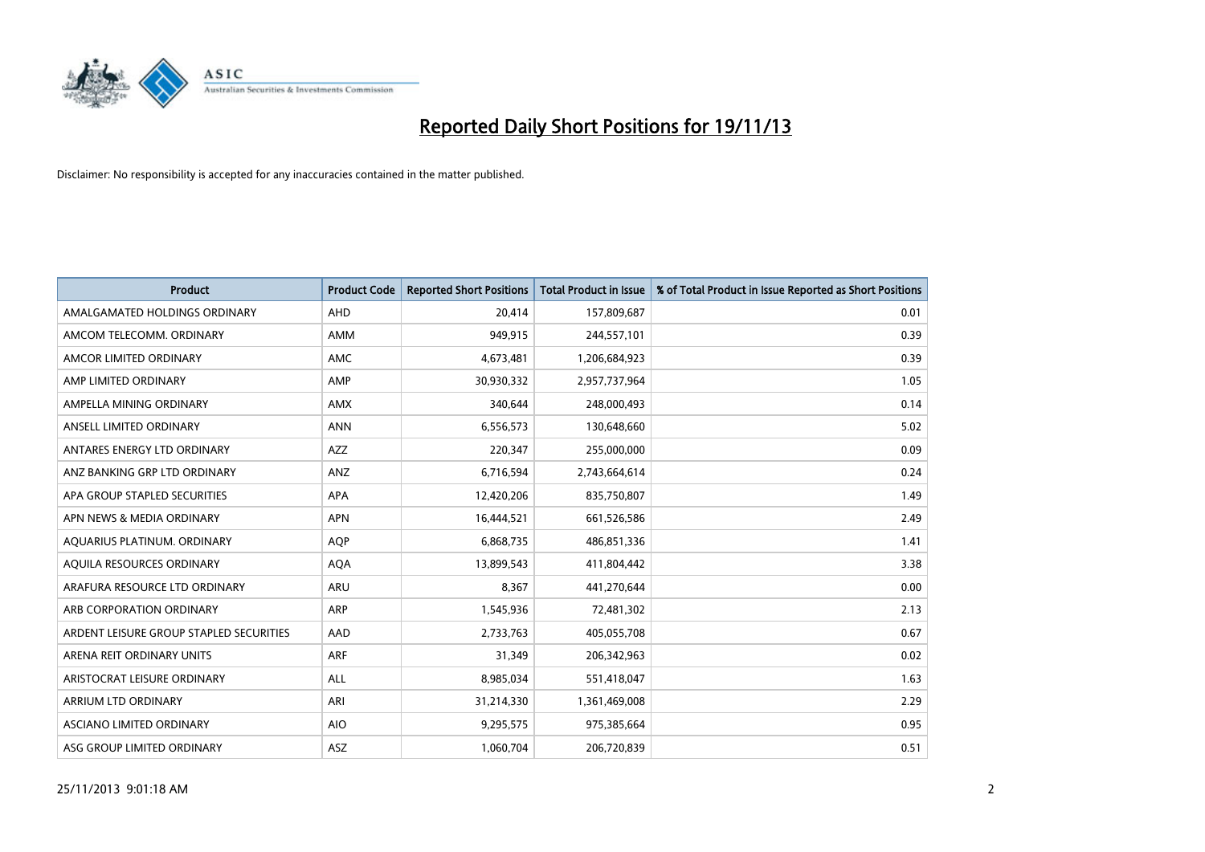# Reported Daily Short Positions for 19/11/13

Disclaimer: No responsibility is accepted for any inaccuracies contained in the matter published.

| Product | Product Code | Reported Short Positions | Total Product in Issue | % of Total Product in Issue Reported as Short Positions |
|---|---|---|---|---|
| AMALGAMATED HOLDINGS ORDINARY | AHD | 20,414 | 157,809,687 | 0.01 |
| AMCOM TELECOMM. ORDINARY | AMM | 949,915 | 244,557,101 | 0.39 |
| AMCOR LIMITED ORDINARY | AMC | 4,673,481 | 1,206,684,923 | 0.39 |
| AMP LIMITED ORDINARY | AMP | 30,930,332 | 2,957,737,964 | 1.05 |
| AMPELLA MINING ORDINARY | AMX | 340,644 | 248,000,493 | 0.14 |
| ANSELL LIMITED ORDINARY | ANN | 6,556,573 | 130,648,660 | 5.02 |
| ANTARES ENERGY LTD ORDINARY | AZZ | 220,347 | 255,000,000 | 0.09 |
| ANZ BANKING GRP LTD ORDINARY | ANZ | 6,716,594 | 2,743,664,614 | 0.24 |
| APA GROUP STAPLED SECURITIES | APA | 12,420,206 | 835,750,807 | 1.49 |
| APN NEWS & MEDIA ORDINARY | APN | 16,444,521 | 661,526,586 | 2.49 |
| AQUARIUS PLATINUM. ORDINARY | AQP | 6,868,735 | 486,851,336 | 1.41 |
| AQUILA RESOURCES ORDINARY | AQA | 13,899,543 | 411,804,442 | 3.38 |
| ARAFURA RESOURCE LTD ORDINARY | ARU | 8,367 | 441,270,644 | 0.00 |
| ARB CORPORATION ORDINARY | ARP | 1,545,936 | 72,481,302 | 2.13 |
| ARDENT LEISURE GROUP STAPLED SECURITIES | AAD | 2,733,763 | 405,055,708 | 0.67 |
| ARENA REIT ORDINARY UNITS | ARF | 31,349 | 206,342,963 | 0.02 |
| ARISTOCRAT LEISURE ORDINARY | ALL | 8,985,034 | 551,418,047 | 1.63 |
| ARRIUM LTD ORDINARY | ARI | 31,214,330 | 1,361,469,008 | 2.29 |
| ASCIANO LIMITED ORDINARY | AIO | 9,295,575 | 975,385,664 | 0.95 |
| ASG GROUP LIMITED ORDINARY | ASZ | 1,060,704 | 206,720,839 | 0.51 |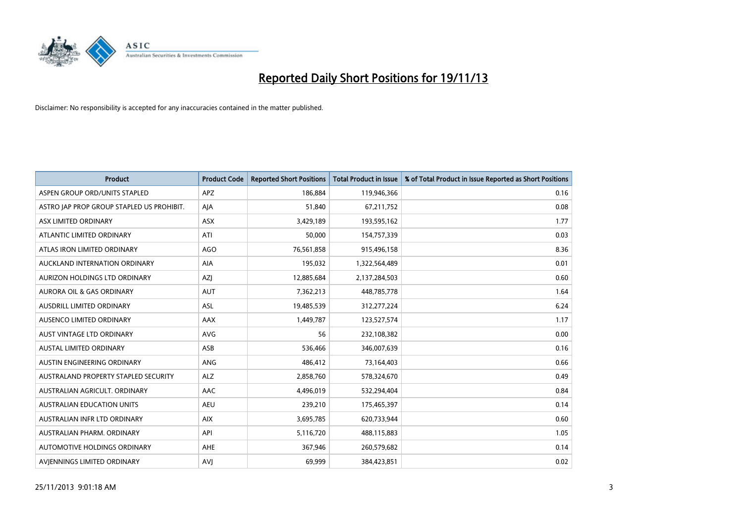# Reported Daily Short Positions for 19/11/13

Disclaimer: No responsibility is accepted for any inaccuracies contained in the matter published.

| Product | Product Code | Reported Short Positions | Total Product in Issue | % of Total Product in Issue Reported as Short Positions |
|---|---|---|---|---|
| ASPEN GROUP ORD/UNITS STAPLED | APZ | 186,884 | 119,946,366 | 0.16 |
| ASTRO JAP PROP GROUP STAPLED US PROHIBIT. | AJA | 51,840 | 67,211,752 | 0.08 |
| ASX LIMITED ORDINARY | ASX | 3,429,189 | 193,595,162 | 1.77 |
| ATLANTIC LIMITED ORDINARY | ATI | 50,000 | 154,757,339 | 0.03 |
| ATLAS IRON LIMITED ORDINARY | AGO | 76,561,858 | 915,496,158 | 8.36 |
| AUCKLAND INTERNATION ORDINARY | AIA | 195,032 | 1,322,564,489 | 0.01 |
| AURIZON HOLDINGS LTD ORDINARY | AZJ | 12,885,684 | 2,137,284,503 | 0.60 |
| AURORA OIL & GAS ORDINARY | AUT | 7,362,213 | 448,785,778 | 1.64 |
| AUSDRILL LIMITED ORDINARY | ASL | 19,485,539 | 312,277,224 | 6.24 |
| AUSENCO LIMITED ORDINARY | AAX | 1,449,787 | 123,527,574 | 1.17 |
| AUST VINTAGE LTD ORDINARY | AVG | 56 | 232,108,382 | 0.00 |
| AUSTAL LIMITED ORDINARY | ASB | 536,466 | 346,007,639 | 0.16 |
| AUSTIN ENGINEERING ORDINARY | ANG | 486,412 | 73,164,403 | 0.66 |
| AUSTRALAND PROPERTY STAPLED SECURITY | ALZ | 2,858,760 | 578,324,670 | 0.49 |
| AUSTRALIAN AGRICULT. ORDINARY | AAC | 4,496,019 | 532,294,404 | 0.84 |
| AUSTRALIAN EDUCATION UNITS | AEU | 239,210 | 175,465,397 | 0.14 |
| AUSTRALIAN INFR LTD ORDINARY | AIX | 3,695,785 | 620,733,944 | 0.60 |
| AUSTRALIAN PHARM. ORDINARY | API | 5,116,720 | 488,115,883 | 1.05 |
| AUTOMOTIVE HOLDINGS ORDINARY | AHE | 367,946 | 260,579,682 | 0.14 |
| AVJENNINGS LIMITED ORDINARY | AVJ | 69,999 | 384,423,851 | 0.02 |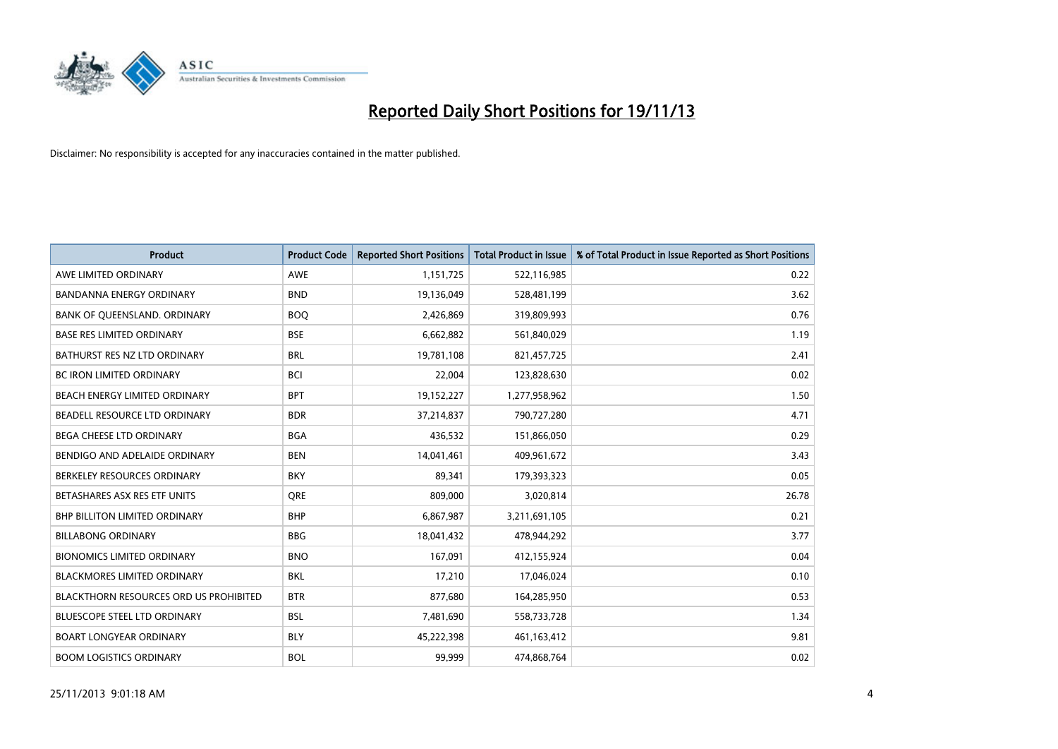# Reported Daily Short Positions for 19/11/13

Disclaimer: No responsibility is accepted for any inaccuracies contained in the matter published.

| Product | Product Code | Reported Short Positions | Total Product in Issue | % of Total Product in Issue Reported as Short Positions |
|---|---|---|---|---|
| AWE LIMITED ORDINARY | AWE | 1,151,725 | 522,116,985 | 0.22 |
| BANDANNA ENERGY ORDINARY | BND | 19,136,049 | 528,481,199 | 3.62 |
| BANK OF QUEENSLAND. ORDINARY | BOQ | 2,426,869 | 319,809,993 | 0.76 |
| BASE RES LIMITED ORDINARY | BSE | 6,662,882 | 561,840,029 | 1.19 |
| BATHURST RES NZ LTD ORDINARY | BRL | 19,781,108 | 821,457,725 | 2.41 |
| BC IRON LIMITED ORDINARY | BCI | 22,004 | 123,828,630 | 0.02 |
| BEACH ENERGY LIMITED ORDINARY | BPT | 19,152,227 | 1,277,958,962 | 1.50 |
| BEADELL RESOURCE LTD ORDINARY | BDR | 37,214,837 | 790,727,280 | 4.71 |
| BEGA CHEESE LTD ORDINARY | BGA | 436,532 | 151,866,050 | 0.29 |
| BENDIGO AND ADELAIDE ORDINARY | BEN | 14,041,461 | 409,961,672 | 3.43 |
| BERKELEY RESOURCES ORDINARY | BKY | 89,341 | 179,393,323 | 0.05 |
| BETASHARES ASX RES ETF UNITS | QRE | 809,000 | 3,020,814 | 26.78 |
| BHP BILLITON LIMITED ORDINARY | BHP | 6,867,987 | 3,211,691,105 | 0.21 |
| BILLABONG ORDINARY | BBG | 18,041,432 | 478,944,292 | 3.77 |
| BIONOMICS LIMITED ORDINARY | BNO | 167,091 | 412,155,924 | 0.04 |
| BLACKMORES LIMITED ORDINARY | BKL | 17,210 | 17,046,024 | 0.10 |
| BLACKTHORN RESOURCES ORD US PROHIBITED | BTR | 877,680 | 164,285,950 | 0.53 |
| BLUESCOPE STEEL LTD ORDINARY | BSL | 7,481,690 | 558,733,728 | 1.34 |
| BOART LONGYEAR ORDINARY | BLY | 45,222,398 | 461,163,412 | 9.81 |
| BOOM LOGISTICS ORDINARY | BOL | 99,999 | 474,868,764 | 0.02 |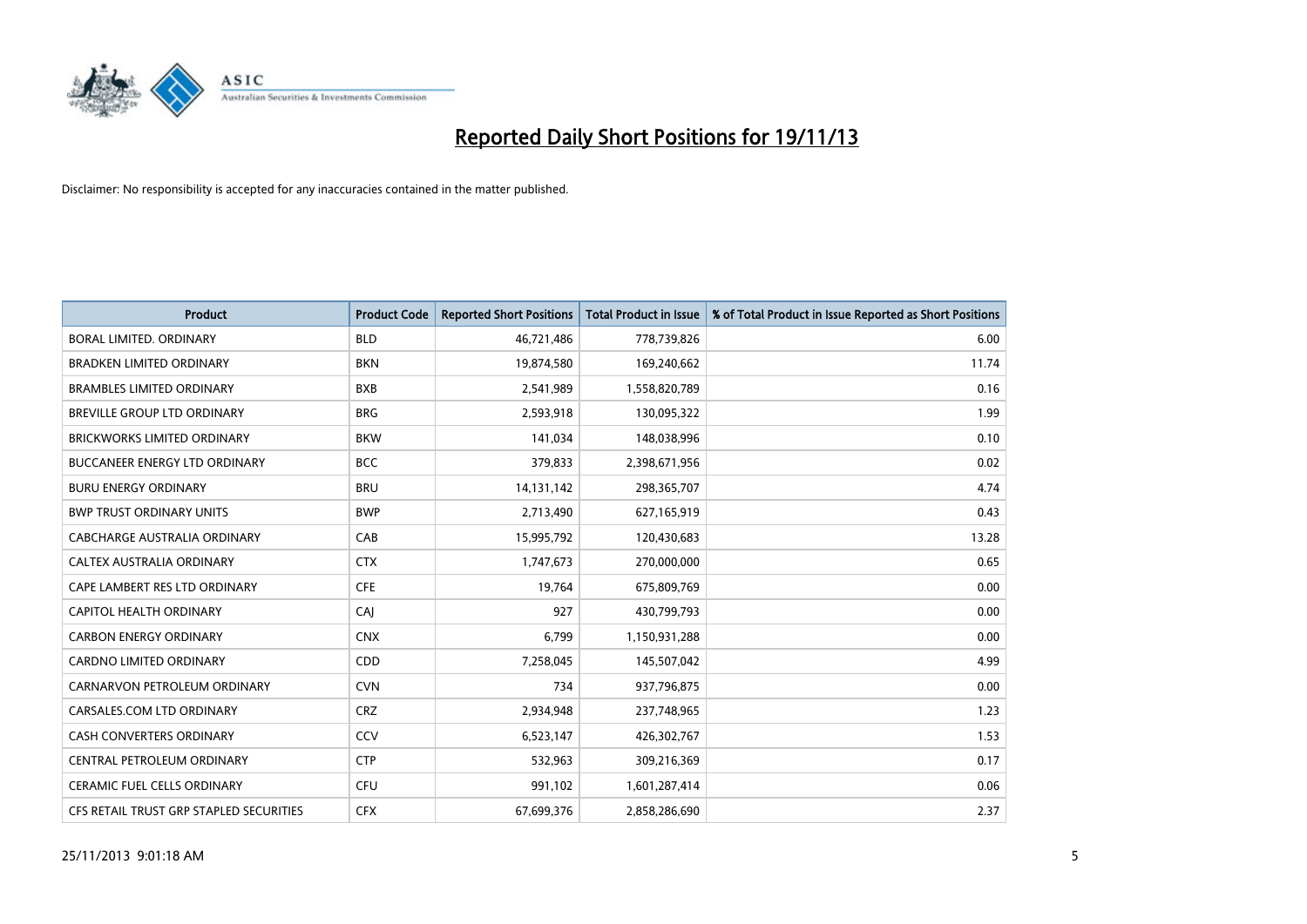# Reported Daily Short Positions for 19/11/13

Disclaimer: No responsibility is accepted for any inaccuracies contained in the matter published.

| Product | Product Code | Reported Short Positions | Total Product in Issue | % of Total Product in Issue Reported as Short Positions |
|---|---|---|---|---|
| BORAL LIMITED. ORDINARY | BLD | 46,721,486 | 778,739,826 | 6.00 |
| BRADKEN LIMITED ORDINARY | BKN | 19,874,580 | 169,240,662 | 11.74 |
| BRAMBLES LIMITED ORDINARY | BXB | 2,541,989 | 1,558,820,789 | 0.16 |
| BREVILLE GROUP LTD ORDINARY | BRG | 2,593,918 | 130,095,322 | 1.99 |
| BRICKWORKS LIMITED ORDINARY | BKW | 141,034 | 148,038,996 | 0.10 |
| BUCCANEER ENERGY LTD ORDINARY | BCC | 379,833 | 2,398,671,956 | 0.02 |
| BURU ENERGY ORDINARY | BRU | 14,131,142 | 298,365,707 | 4.74 |
| BWP TRUST ORDINARY UNITS | BWP | 2,713,490 | 627,165,919 | 0.43 |
| CABCHARGE AUSTRALIA ORDINARY | CAB | 15,995,792 | 120,430,683 | 13.28 |
| CALTEX AUSTRALIA ORDINARY | CTX | 1,747,673 | 270,000,000 | 0.65 |
| CAPE LAMBERT RES LTD ORDINARY | CFE | 19,764 | 675,809,769 | 0.00 |
| CAPITOL HEALTH ORDINARY | CAJ | 927 | 430,799,793 | 0.00 |
| CARBON ENERGY ORDINARY | CNX | 6,799 | 1,150,931,288 | 0.00 |
| CARDNO LIMITED ORDINARY | CDD | 7,258,045 | 145,507,042 | 4.99 |
| CARNARVON PETROLEUM ORDINARY | CVN | 734 | 937,796,875 | 0.00 |
| CARSALES.COM LTD ORDINARY | CRZ | 2,934,948 | 237,748,965 | 1.23 |
| CASH CONVERTERS ORDINARY | CCV | 6,523,147 | 426,302,767 | 1.53 |
| CENTRAL PETROLEUM ORDINARY | CTP | 532,963 | 309,216,369 | 0.17 |
| CERAMIC FUEL CELLS ORDINARY | CFU | 991,102 | 1,601,287,414 | 0.06 |
| CFS RETAIL TRUST GRP STAPLED SECURITIES | CFX | 67,699,376 | 2,858,286,690 | 2.37 |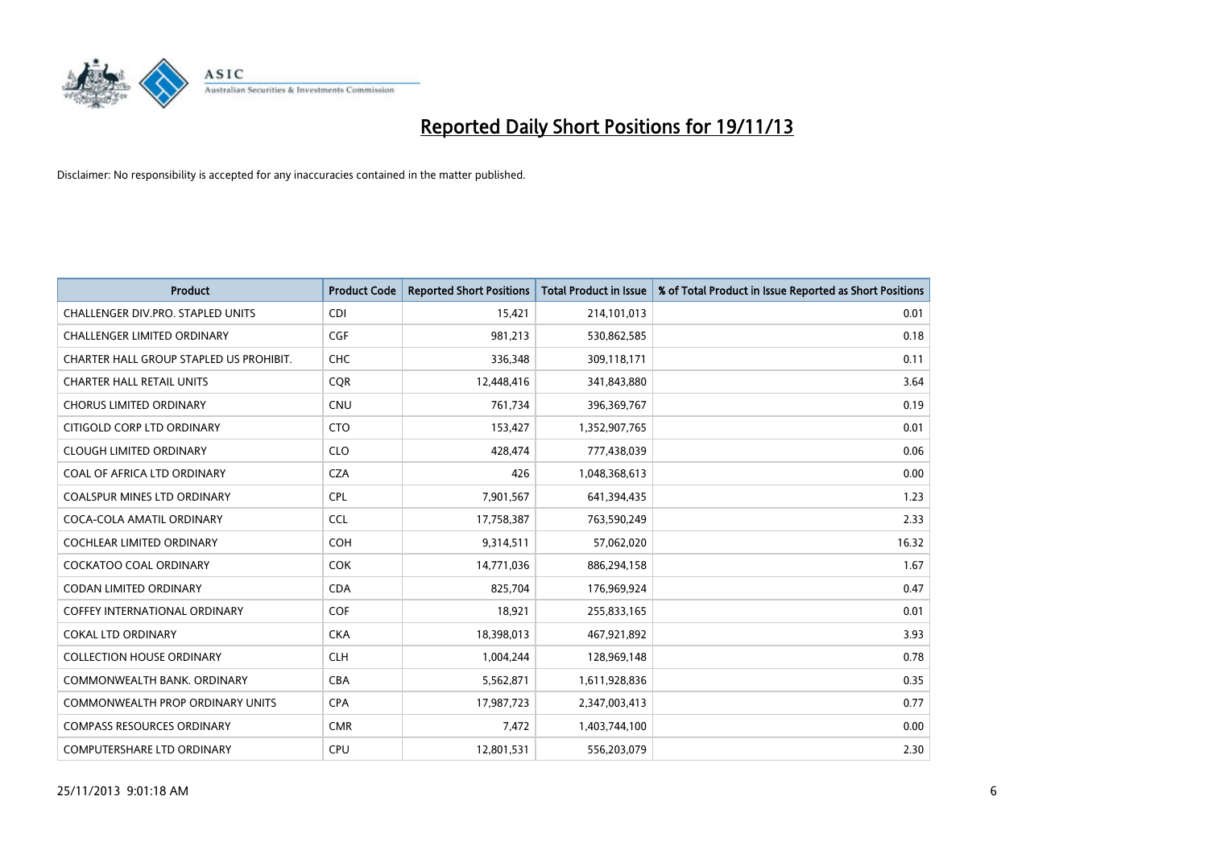# Reported Daily Short Positions for 19/11/13

Disclaimer: No responsibility is accepted for any inaccuracies contained in the matter published.

| Product | Product Code | Reported Short Positions | Total Product in Issue | % of Total Product in Issue Reported as Short Positions |
|---|---|---|---|---|
| CHALLENGER DIV.PRO. STAPLED UNITS | CDI | 15,421 | 214,101,013 | 0.01 |
| CHALLENGER LIMITED ORDINARY | CGF | 981,213 | 530,862,585 | 0.18 |
| CHARTER HALL GROUP STAPLED US PROHIBIT. | CHC | 336,348 | 309,118,171 | 0.11 |
| CHARTER HALL RETAIL UNITS | CQR | 12,448,416 | 341,843,880 | 3.64 |
| CHORUS LIMITED ORDINARY | CNU | 761,734 | 396,369,767 | 0.19 |
| CITIGOLD CORP LTD ORDINARY | CTO | 153,427 | 1,352,907,765 | 0.01 |
| CLOUGH LIMITED ORDINARY | CLO | 428,474 | 777,438,039 | 0.06 |
| COAL OF AFRICA LTD ORDINARY | CZA | 426 | 1,048,368,613 | 0.00 |
| COALSPUR MINES LTD ORDINARY | CPL | 7,901,567 | 641,394,435 | 1.23 |
| COCA-COLA AMATIL ORDINARY | CCL | 17,758,387 | 763,590,249 | 2.33 |
| COCHLEAR LIMITED ORDINARY | COH | 9,314,511 | 57,062,020 | 16.32 |
| COCKATOO COAL ORDINARY | COK | 14,771,036 | 886,294,158 | 1.67 |
| CODAN LIMITED ORDINARY | CDA | 825,704 | 176,969,924 | 0.47 |
| COFFEY INTERNATIONAL ORDINARY | COF | 18,921 | 255,833,165 | 0.01 |
| COKAL LTD ORDINARY | CKA | 18,398,013 | 467,921,892 | 3.93 |
| COLLECTION HOUSE ORDINARY | CLH | 1,004,244 | 128,969,148 | 0.78 |
| COMMONWEALTH BANK. ORDINARY | CBA | 5,562,871 | 1,611,928,836 | 0.35 |
| COMMONWEALTH PROP ORDINARY UNITS | CPA | 17,987,723 | 2,347,003,413 | 0.77 |
| COMPASS RESOURCES ORDINARY | CMR | 7,472 | 1,403,744,100 | 0.00 |
| COMPUTERSHARE LTD ORDINARY | CPU | 12,801,531 | 556,203,079 | 2.30 |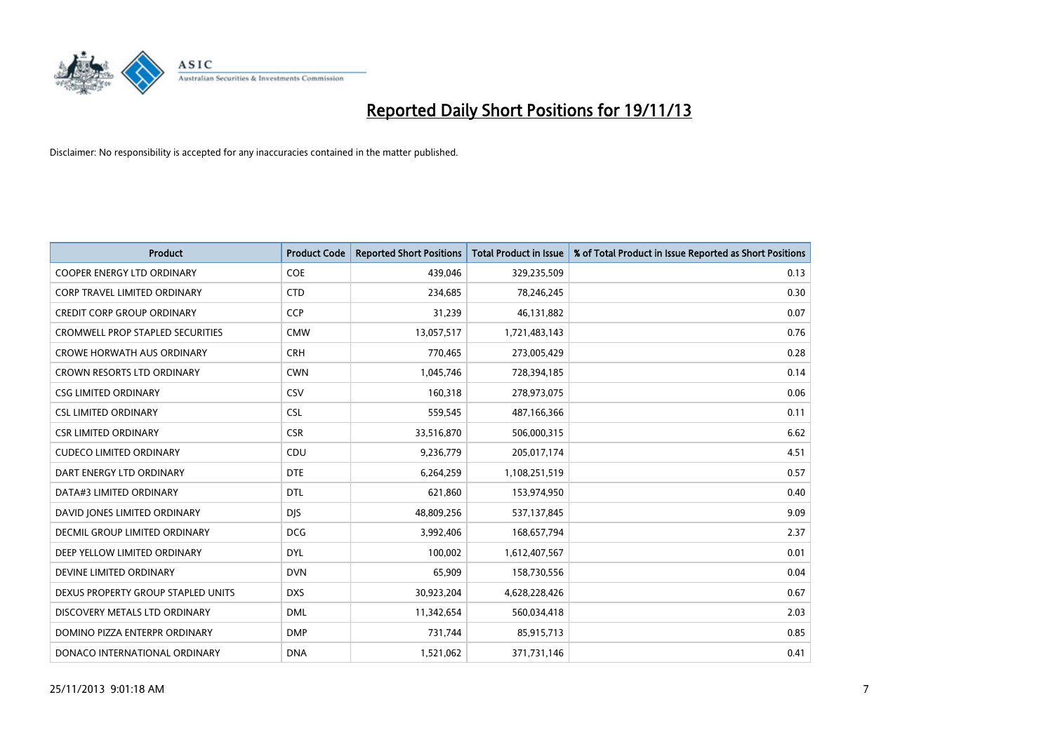# Reported Daily Short Positions for 19/11/13

Disclaimer: No responsibility is accepted for any inaccuracies contained in the matter published.

| Product | Product Code | Reported Short Positions | Total Product in Issue | % of Total Product in Issue Reported as Short Positions |
|---|---|---|---|---|
| COOPER ENERGY LTD ORDINARY | COE | 439,046 | 329,235,509 | 0.13 |
| CORP TRAVEL LIMITED ORDINARY | CTD | 234,685 | 78,246,245 | 0.30 |
| CREDIT CORP GROUP ORDINARY | CCP | 31,239 | 46,131,882 | 0.07 |
| CROMWELL PROP STAPLED SECURITIES | CMW | 13,057,517 | 1,721,483,143 | 0.76 |
| CROWE HORWATH AUS ORDINARY | CRH | 770,465 | 273,005,429 | 0.28 |
| CROWN RESORTS LTD ORDINARY | CWN | 1,045,746 | 728,394,185 | 0.14 |
| CSG LIMITED ORDINARY | CSV | 160,318 | 278,973,075 | 0.06 |
| CSL LIMITED ORDINARY | CSL | 559,545 | 487,166,366 | 0.11 |
| CSR LIMITED ORDINARY | CSR | 33,516,870 | 506,000,315 | 6.62 |
| CUDECO LIMITED ORDINARY | CDU | 9,236,779 | 205,017,174 | 4.51 |
| DART ENERGY LTD ORDINARY | DTE | 6,264,259 | 1,108,251,519 | 0.57 |
| DATA#3 LIMITED ORDINARY | DTL | 621,860 | 153,974,950 | 0.40 |
| DAVID JONES LIMITED ORDINARY | DJS | 48,809,256 | 537,137,845 | 9.09 |
| DECMIL GROUP LIMITED ORDINARY | DCG | 3,992,406 | 168,657,794 | 2.37 |
| DEEP YELLOW LIMITED ORDINARY | DYL | 100,002 | 1,612,407,567 | 0.01 |
| DEVINE LIMITED ORDINARY | DVN | 65,909 | 158,730,556 | 0.04 |
| DEXUS PROPERTY GROUP STAPLED UNITS | DXS | 30,923,204 | 4,628,228,426 | 0.67 |
| DISCOVERY METALS LTD ORDINARY | DML | 11,342,654 | 560,034,418 | 2.03 |
| DOMINO PIZZA ENTERPR ORDINARY | DMP | 731,744 | 85,915,713 | 0.85 |
| DONACO INTERNATIONAL ORDINARY | DNA | 1,521,062 | 371,731,146 | 0.41 |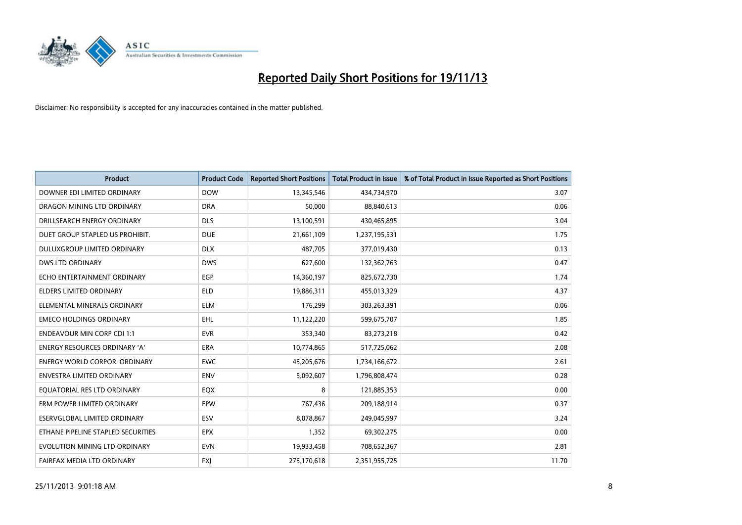# Reported Daily Short Positions for 19/11/13

Disclaimer: No responsibility is accepted for any inaccuracies contained in the matter published.

| Product | Product Code | Reported Short Positions | Total Product in Issue | % of Total Product in Issue Reported as Short Positions |
|---|---|---|---|---|
| DOWNER EDI LIMITED ORDINARY | DOW | 13,345,546 | 434,734,970 | 3.07 |
| DRAGON MINING LTD ORDINARY | DRA | 50,000 | 88,840,613 | 0.06 |
| DRILLSEARCH ENERGY ORDINARY | DLS | 13,100,591 | 430,465,895 | 3.04 |
| DUET GROUP STAPLED US PROHIBIT. | DUE | 21,661,109 | 1,237,195,531 | 1.75 |
| DULUXGROUP LIMITED ORDINARY | DLX | 487,705 | 377,019,430 | 0.13 |
| DWS LTD ORDINARY | DWS | 627,600 | 132,362,763 | 0.47 |
| ECHO ENTERTAINMENT ORDINARY | EGP | 14,360,197 | 825,672,730 | 1.74 |
| ELDERS LIMITED ORDINARY | ELD | 19,886,311 | 455,013,329 | 4.37 |
| ELEMENTAL MINERALS ORDINARY | ELM | 176,299 | 303,263,391 | 0.06 |
| EMECO HOLDINGS ORDINARY | EHL | 11,122,220 | 599,675,707 | 1.85 |
| ENDEAVOUR MIN CORP CDI 1:1 | EVR | 353,340 | 83,273,218 | 0.42 |
| ENERGY RESOURCES ORDINARY 'A' | ERA | 10,774,865 | 517,725,062 | 2.08 |
| ENERGY WORLD CORPOR. ORDINARY | EWC | 45,205,676 | 1,734,166,672 | 2.61 |
| ENVESTRA LIMITED ORDINARY | ENV | 5,092,607 | 1,796,808,474 | 0.28 |
| EQUATORIAL RES LTD ORDINARY | EQX | 8 | 121,885,353 | 0.00 |
| ERM POWER LIMITED ORDINARY | EPW | 767,436 | 209,188,914 | 0.37 |
| ESERVGLOBAL LIMITED ORDINARY | ESV | 8,078,867 | 249,045,997 | 3.24 |
| ETHANE PIPELINE STAPLED SECURITIES | EPX | 1,352 | 69,302,275 | 0.00 |
| EVOLUTION MINING LTD ORDINARY | EVN | 19,933,458 | 708,652,367 | 2.81 |
| FAIRFAX MEDIA LTD ORDINARY | FXJ | 275,170,618 | 2,351,955,725 | 11.70 |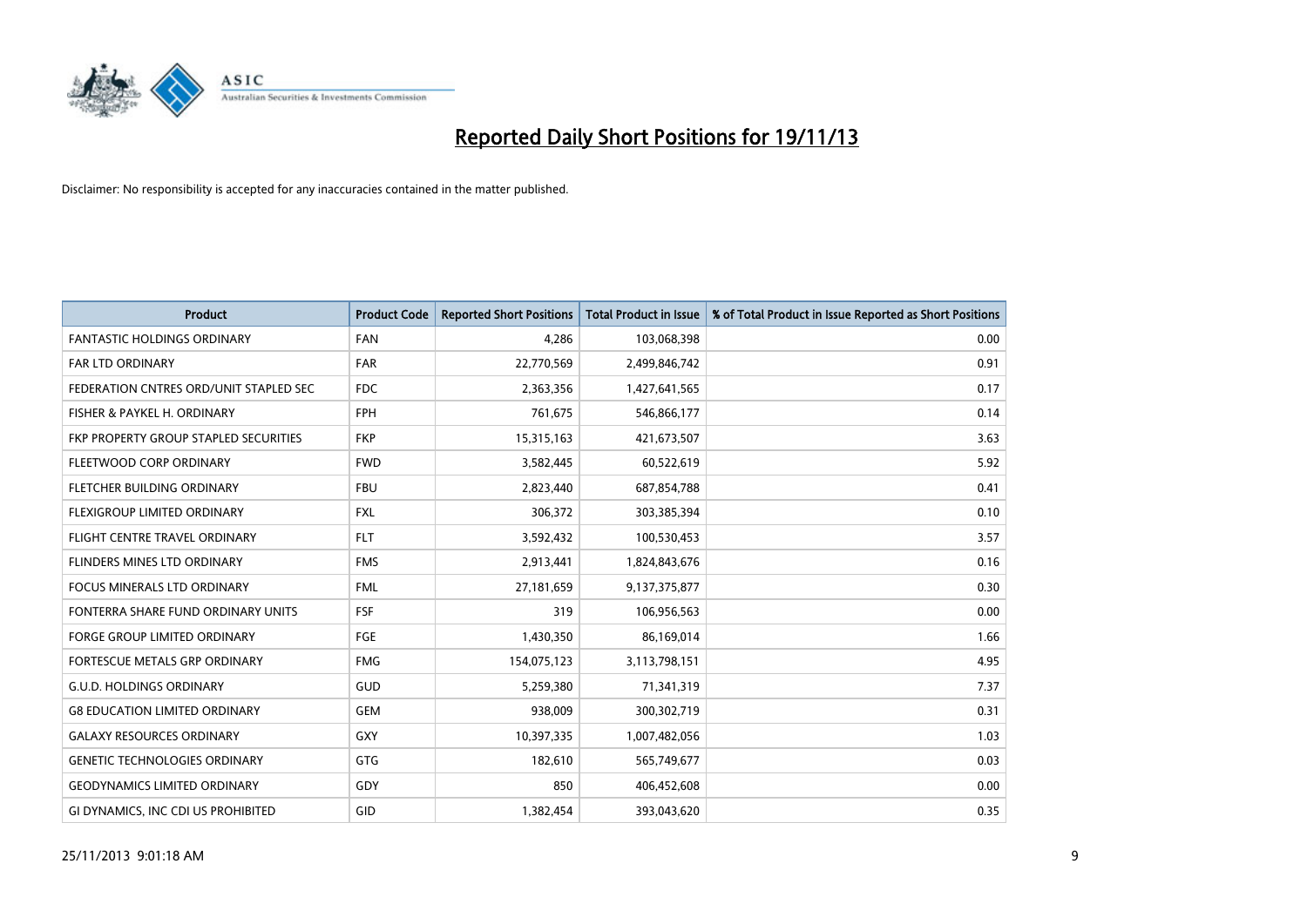# Reported Daily Short Positions for 19/11/13

Disclaimer: No responsibility is accepted for any inaccuracies contained in the matter published.

| Product | Product Code | Reported Short Positions | Total Product in Issue | % of Total Product in Issue Reported as Short Positions |
|---|---|---|---|---|
| FANTASTIC HOLDINGS ORDINARY | FAN | 4,286 | 103,068,398 | 0.00 |
| FAR LTD ORDINARY | FAR | 22,770,569 | 2,499,846,742 | 0.91 |
| FEDERATION CNTRES ORD/UNIT STAPLED SEC | FDC | 2,363,356 | 1,427,641,565 | 0.17 |
| FISHER & PAYKEL H. ORDINARY | FPH | 761,675 | 546,866,177 | 0.14 |
| FKP PROPERTY GROUP STAPLED SECURITIES | FKP | 15,315,163 | 421,673,507 | 3.63 |
| FLEETWOOD CORP ORDINARY | FWD | 3,582,445 | 60,522,619 | 5.92 |
| FLETCHER BUILDING ORDINARY | FBU | 2,823,440 | 687,854,788 | 0.41 |
| FLEXIGROUP LIMITED ORDINARY | FXL | 306,372 | 303,385,394 | 0.10 |
| FLIGHT CENTRE TRAVEL ORDINARY | FLT | 3,592,432 | 100,530,453 | 3.57 |
| FLINDERS MINES LTD ORDINARY | FMS | 2,913,441 | 1,824,843,676 | 0.16 |
| FOCUS MINERALS LTD ORDINARY | FML | 27,181,659 | 9,137,375,877 | 0.30 |
| FONTERRA SHARE FUND ORDINARY UNITS | FSF | 319 | 106,956,563 | 0.00 |
| FORGE GROUP LIMITED ORDINARY | FGE | 1,430,350 | 86,169,014 | 1.66 |
| FORTESCUE METALS GRP ORDINARY | FMG | 154,075,123 | 3,113,798,151 | 4.95 |
| G.U.D. HOLDINGS ORDINARY | GUD | 5,259,380 | 71,341,319 | 7.37 |
| G8 EDUCATION LIMITED ORDINARY | GEM | 938,009 | 300,302,719 | 0.31 |
| GALAXY RESOURCES ORDINARY | GXY | 10,397,335 | 1,007,482,056 | 1.03 |
| GENETIC TECHNOLOGIES ORDINARY | GTG | 182,610 | 565,749,677 | 0.03 |
| GEODYNAMICS LIMITED ORDINARY | GDY | 850 | 406,452,608 | 0.00 |
| GI DYNAMICS, INC CDI US PROHIBITED | GID | 1,382,454 | 393,043,620 | 0.35 |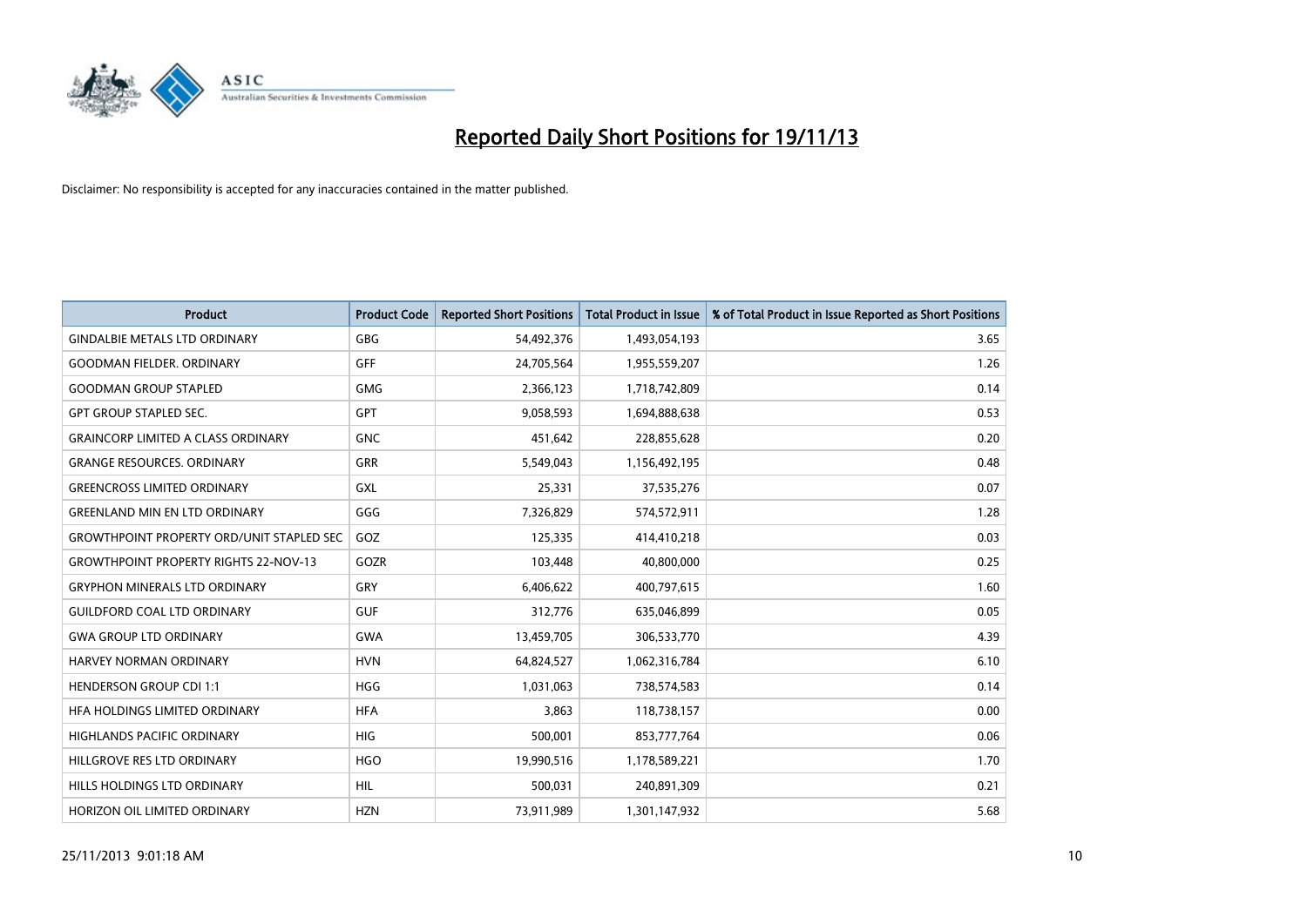# Reported Daily Short Positions for 19/11/13

Disclaimer: No responsibility is accepted for any inaccuracies contained in the matter published.

| Product | Product Code | Reported Short Positions | Total Product in Issue | % of Total Product in Issue Reported as Short Positions |
|---|---|---|---|---|
| GINDALBIE METALS LTD ORDINARY | GBG | 54,492,376 | 1,493,054,193 | 3.65 |
| GOODMAN FIELDER. ORDINARY | GFF | 24,705,564 | 1,955,559,207 | 1.26 |
| GOODMAN GROUP STAPLED | GMG | 2,366,123 | 1,718,742,809 | 0.14 |
| GPT GROUP STAPLED SEC. | GPT | 9,058,593 | 1,694,888,638 | 0.53 |
| GRAINCORP LIMITED A CLASS ORDINARY | GNC | 451,642 | 228,855,628 | 0.20 |
| GRANGE RESOURCES. ORDINARY | GRR | 5,549,043 | 1,156,492,195 | 0.48 |
| GREENCROSS LIMITED ORDINARY | GXL | 25,331 | 37,535,276 | 0.07 |
| GREENLAND MIN EN LTD ORDINARY | GGG | 7,326,829 | 574,572,911 | 1.28 |
| GROWTHPOINT PROPERTY ORD/UNIT STAPLED SEC | GOZ | 125,335 | 414,410,218 | 0.03 |
| GROWTHPOINT PROPERTY RIGHTS 22-NOV-13 | GOZR | 103,448 | 40,800,000 | 0.25 |
| GRYPHON MINERALS LTD ORDINARY | GRY | 6,406,622 | 400,797,615 | 1.60 |
| GUILDFORD COAL LTD ORDINARY | GUF | 312,776 | 635,046,899 | 0.05 |
| GWA GROUP LTD ORDINARY | GWA | 13,459,705 | 306,533,770 | 4.39 |
| HARVEY NORMAN ORDINARY | HVN | 64,824,527 | 1,062,316,784 | 6.10 |
| HENDERSON GROUP CDI 1:1 | HGG | 1,031,063 | 738,574,583 | 0.14 |
| HFA HOLDINGS LIMITED ORDINARY | HFA | 3,863 | 118,738,157 | 0.00 |
| HIGHLANDS PACIFIC ORDINARY | HIG | 500,001 | 853,777,764 | 0.06 |
| HILLGROVE RES LTD ORDINARY | HGO | 19,990,516 | 1,178,589,221 | 1.70 |
| HILLS HOLDINGS LTD ORDINARY | HIL | 500,031 | 240,891,309 | 0.21 |
| HORIZON OIL LIMITED ORDINARY | HZN | 73,911,989 | 1,301,147,932 | 5.68 |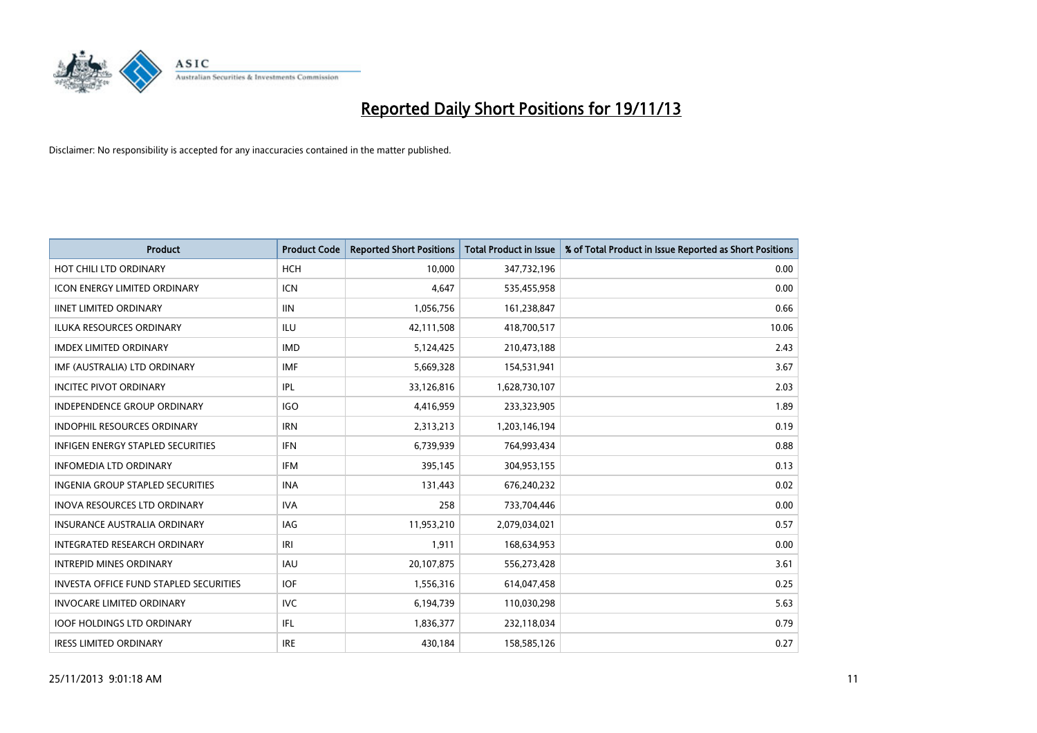# Reported Daily Short Positions for 19/11/13

Disclaimer: No responsibility is accepted for any inaccuracies contained in the matter published.

| Product | Product Code | Reported Short Positions | Total Product in Issue | % of Total Product in Issue Reported as Short Positions |
|---|---|---|---|---|
| HOT CHILI LTD ORDINARY | HCH | 10,000 | 347,732,196 | 0.00 |
| ICON ENERGY LIMITED ORDINARY | ICN | 4,647 | 535,455,958 | 0.00 |
| IINET LIMITED ORDINARY | IIN | 1,056,756 | 161,238,847 | 0.66 |
| ILUKA RESOURCES ORDINARY | ILU | 42,111,508 | 418,700,517 | 10.06 |
| IMDEX LIMITED ORDINARY | IMD | 5,124,425 | 210,473,188 | 2.43 |
| IMF (AUSTRALIA) LTD ORDINARY | IMF | 5,669,328 | 154,531,941 | 3.67 |
| INCITEC PIVOT ORDINARY | IPL | 33,126,816 | 1,628,730,107 | 2.03 |
| INDEPENDENCE GROUP ORDINARY | IGO | 4,416,959 | 233,323,905 | 1.89 |
| INDOPHIL RESOURCES ORDINARY | IRN | 2,313,213 | 1,203,146,194 | 0.19 |
| INFIGEN ENERGY STAPLED SECURITIES | IFN | 6,739,939 | 764,993,434 | 0.88 |
| INFOMEDIA LTD ORDINARY | IFM | 395,145 | 304,953,155 | 0.13 |
| INGENIA GROUP STAPLED SECURITIES | INA | 131,443 | 676,240,232 | 0.02 |
| INOVA RESOURCES LTD ORDINARY | IVA | 258 | 733,704,446 | 0.00 |
| INSURANCE AUSTRALIA ORDINARY | IAG | 11,953,210 | 2,079,034,021 | 0.57 |
| INTEGRATED RESEARCH ORDINARY | IRI | 1,911 | 168,634,953 | 0.00 |
| INTREPID MINES ORDINARY | IAU | 20,107,875 | 556,273,428 | 3.61 |
| INVESTA OFFICE FUND STAPLED SECURITIES | IOF | 1,556,316 | 614,047,458 | 0.25 |
| INVOCARE LIMITED ORDINARY | IVC | 6,194,739 | 110,030,298 | 5.63 |
| IOOF HOLDINGS LTD ORDINARY | IFL | 1,836,377 | 232,118,034 | 0.79 |
| IRESS LIMITED ORDINARY | IRE | 430,184 | 158,585,126 | 0.27 |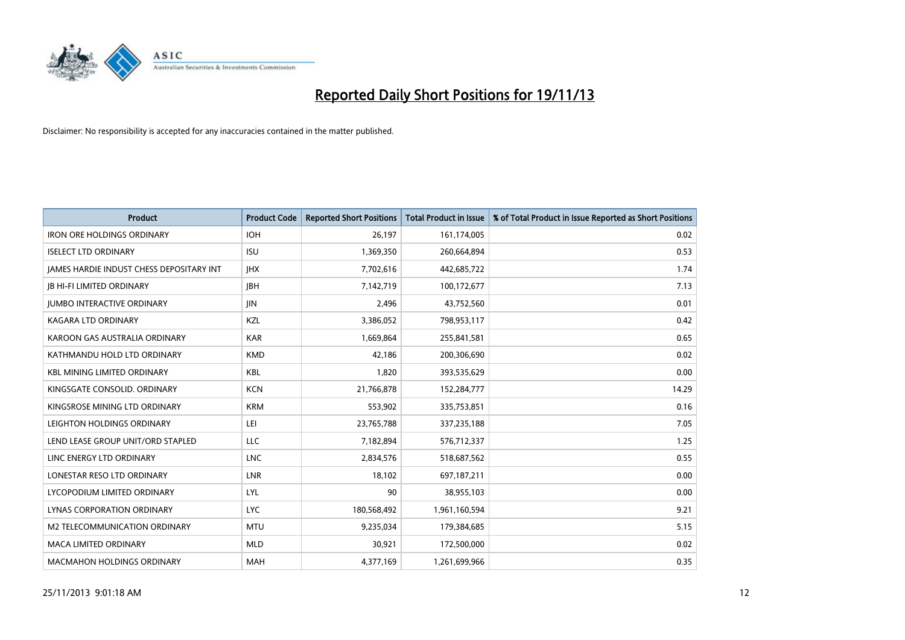# Reported Daily Short Positions for 19/11/13

Disclaimer: No responsibility is accepted for any inaccuracies contained in the matter published.

| Product | Product Code | Reported Short Positions | Total Product in Issue | % of Total Product in Issue Reported as Short Positions |
|---|---|---|---|---|
| IRON ORE HOLDINGS ORDINARY | IOH | 26,197 | 161,174,005 | 0.02 |
| ISELECT LTD ORDINARY | ISU | 1,369,350 | 260,664,894 | 0.53 |
| JAMES HARDIE INDUST CHESS DEPOSITARY INT | JHX | 7,702,616 | 442,685,722 | 1.74 |
| JB HI-FI LIMITED ORDINARY | JBH | 7,142,719 | 100,172,677 | 7.13 |
| JUMBO INTERACTIVE ORDINARY | JIN | 2,496 | 43,752,560 | 0.01 |
| KAGARA LTD ORDINARY | KZL | 3,386,052 | 798,953,117 | 0.42 |
| KAROON GAS AUSTRALIA ORDINARY | KAR | 1,669,864 | 255,841,581 | 0.65 |
| KATHMANDU HOLD LTD ORDINARY | KMD | 42,186 | 200,306,690 | 0.02 |
| KBL MINING LIMITED ORDINARY | KBL | 1,820 | 393,535,629 | 0.00 |
| KINGSGATE CONSOLID. ORDINARY | KCN | 21,766,878 | 152,284,777 | 14.29 |
| KINGSROSE MINING LTD ORDINARY | KRM | 553,902 | 335,753,851 | 0.16 |
| LEIGHTON HOLDINGS ORDINARY | LEI | 23,765,788 | 337,235,188 | 7.05 |
| LEND LEASE GROUP UNIT/ORD STAPLED | LLC | 7,182,894 | 576,712,337 | 1.25 |
| LINC ENERGY LTD ORDINARY | LNC | 2,834,576 | 518,687,562 | 0.55 |
| LONESTAR RESO LTD ORDINARY | LNR | 18,102 | 697,187,211 | 0.00 |
| LYCOPODIUM LIMITED ORDINARY | LYL | 90 | 38,955,103 | 0.00 |
| LYNAS CORPORATION ORDINARY | LYC | 180,568,492 | 1,961,160,594 | 9.21 |
| M2 TELECOMMUNICATION ORDINARY | MTU | 9,235,034 | 179,384,685 | 5.15 |
| MACA LIMITED ORDINARY | MLD | 30,921 | 172,500,000 | 0.02 |
| MACMAHON HOLDINGS ORDINARY | MAH | 4,377,169 | 1,261,699,966 | 0.35 |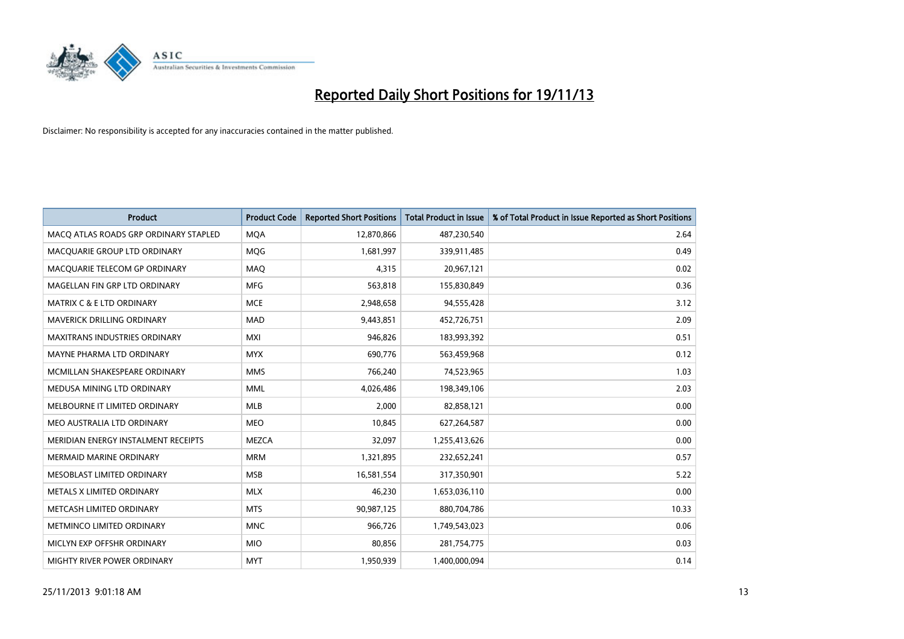# Reported Daily Short Positions for 19/11/13

Disclaimer: No responsibility is accepted for any inaccuracies contained in the matter published.

| Product | Product Code | Reported Short Positions | Total Product in Issue | % of Total Product in Issue Reported as Short Positions |
|---|---|---|---|---|
| MACQ ATLAS ROADS GRP ORDINARY STAPLED | MQA | 12,870,866 | 487,230,540 | 2.64 |
| MACQUARIE GROUP LTD ORDINARY | MQG | 1,681,997 | 339,911,485 | 0.49 |
| MACQUARIE TELECOM GP ORDINARY | MAQ | 4,315 | 20,967,121 | 0.02 |
| MAGELLAN FIN GRP LTD ORDINARY | MFG | 563,818 | 155,830,849 | 0.36 |
| MATRIX C & E LTD ORDINARY | MCE | 2,948,658 | 94,555,428 | 3.12 |
| MAVERICK DRILLING ORDINARY | MAD | 9,443,851 | 452,726,751 | 2.09 |
| MAXITRANS INDUSTRIES ORDINARY | MXI | 946,826 | 183,993,392 | 0.51 |
| MAYNE PHARMA LTD ORDINARY | MYX | 690,776 | 563,459,968 | 0.12 |
| MCMILLAN SHAKESPEARE ORDINARY | MMS | 766,240 | 74,523,965 | 1.03 |
| MEDUSA MINING LTD ORDINARY | MML | 4,026,486 | 198,349,106 | 2.03 |
| MELBOURNE IT LIMITED ORDINARY | MLB | 2,000 | 82,858,121 | 0.00 |
| MEO AUSTRALIA LTD ORDINARY | MEO | 10,845 | 627,264,587 | 0.00 |
| MERIDIAN ENERGY INSTALMENT RECEIPTS | MEZCA | 32,097 | 1,255,413,626 | 0.00 |
| MERMAID MARINE ORDINARY | MRM | 1,321,895 | 232,652,241 | 0.57 |
| MESOBLAST LIMITED ORDINARY | MSB | 16,581,554 | 317,350,901 | 5.22 |
| METALS X LIMITED ORDINARY | MLX | 46,230 | 1,653,036,110 | 0.00 |
| METCASH LIMITED ORDINARY | MTS | 90,987,125 | 880,704,786 | 10.33 |
| METMINCO LIMITED ORDINARY | MNC | 966,726 | 1,749,543,023 | 0.06 |
| MICLYN EXP OFFSHR ORDINARY | MIO | 80,856 | 281,754,775 | 0.03 |
| MIGHTY RIVER POWER ORDINARY | MYT | 1,950,939 | 1,400,000,094 | 0.14 |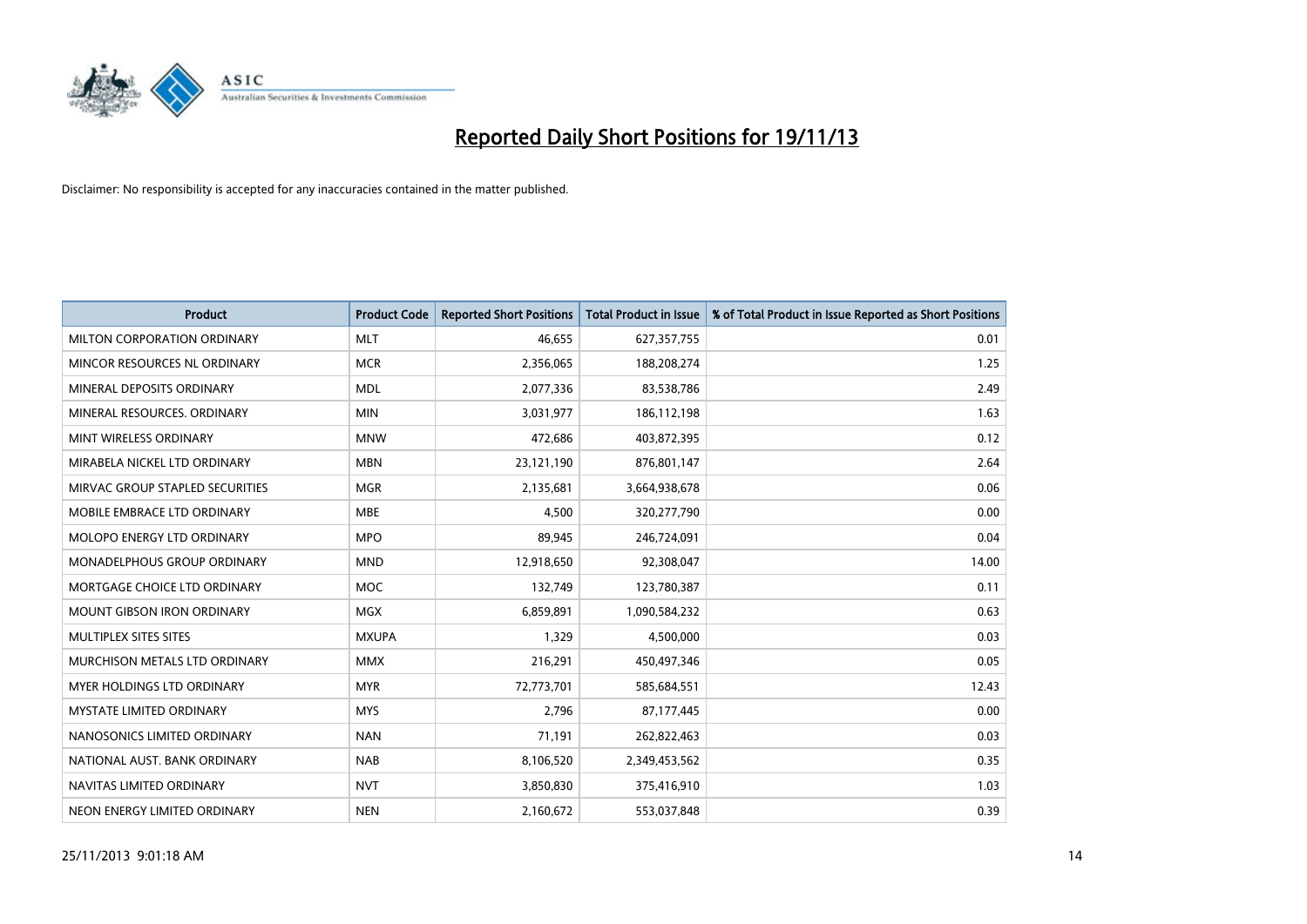# Reported Daily Short Positions for 19/11/13

Disclaimer: No responsibility is accepted for any inaccuracies contained in the matter published.

| Product | Product Code | Reported Short Positions | Total Product in Issue | % of Total Product in Issue Reported as Short Positions |
|---|---|---|---|---|
| MILTON CORPORATION ORDINARY | MLT | 46,655 | 627,357,755 | 0.01 |
| MINCOR RESOURCES NL ORDINARY | MCR | 2,356,065 | 188,208,274 | 1.25 |
| MINERAL DEPOSITS ORDINARY | MDL | 2,077,336 | 83,538,786 | 2.49 |
| MINERAL RESOURCES. ORDINARY | MIN | 3,031,977 | 186,112,198 | 1.63 |
| MINT WIRELESS ORDINARY | MNW | 472,686 | 403,872,395 | 0.12 |
| MIRABELA NICKEL LTD ORDINARY | MBN | 23,121,190 | 876,801,147 | 2.64 |
| MIRVAC GROUP STAPLED SECURITIES | MGR | 2,135,681 | 3,664,938,678 | 0.06 |
| MOBILE EMBRACE LTD ORDINARY | MBE | 4,500 | 320,277,790 | 0.00 |
| MOLOPO ENERGY LTD ORDINARY | MPO | 89,945 | 246,724,091 | 0.04 |
| MONADELPHOUS GROUP ORDINARY | MND | 12,918,650 | 92,308,047 | 14.00 |
| MORTGAGE CHOICE LTD ORDINARY | MOC | 132,749 | 123,780,387 | 0.11 |
| MOUNT GIBSON IRON ORDINARY | MGX | 6,859,891 | 1,090,584,232 | 0.63 |
| MULTIPLEX SITES SITES | MXUPA | 1,329 | 4,500,000 | 0.03 |
| MURCHISON METALS LTD ORDINARY | MMX | 216,291 | 450,497,346 | 0.05 |
| MYER HOLDINGS LTD ORDINARY | MYR | 72,773,701 | 585,684,551 | 12.43 |
| MYSTATE LIMITED ORDINARY | MYS | 2,796 | 87,177,445 | 0.00 |
| NANOSONICS LIMITED ORDINARY | NAN | 71,191 | 262,822,463 | 0.03 |
| NATIONAL AUST. BANK ORDINARY | NAB | 8,106,520 | 2,349,453,562 | 0.35 |
| NAVITAS LIMITED ORDINARY | NVT | 3,850,830 | 375,416,910 | 1.03 |
| NEON ENERGY LIMITED ORDINARY | NEN | 2,160,672 | 553,037,848 | 0.39 |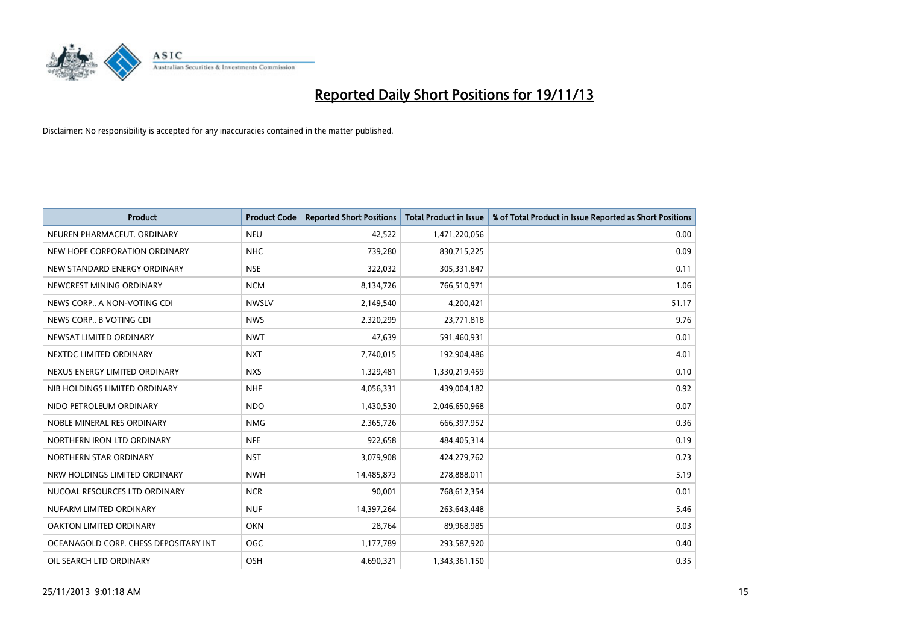# Reported Daily Short Positions for 19/11/13

Disclaimer: No responsibility is accepted for any inaccuracies contained in the matter published.

| Product | Product Code | Reported Short Positions | Total Product in Issue | % of Total Product in Issue Reported as Short Positions |
|---|---|---|---|---|
| NEUREN PHARMACEUT. ORDINARY | NEU | 42,522 | 1,471,220,056 | 0.00 |
| NEW HOPE CORPORATION ORDINARY | NHC | 739,280 | 830,715,225 | 0.09 |
| NEW STANDARD ENERGY ORDINARY | NSE | 322,032 | 305,331,847 | 0.11 |
| NEWCREST MINING ORDINARY | NCM | 8,134,726 | 766,510,971 | 1.06 |
| NEWS CORP.. A NON-VOTING CDI | NWSLV | 2,149,540 | 4,200,421 | 51.17 |
| NEWS CORP.. B VOTING CDI | NWS | 2,320,299 | 23,771,818 | 9.76 |
| NEWSAT LIMITED ORDINARY | NWT | 47,639 | 591,460,931 | 0.01 |
| NEXTDC LIMITED ORDINARY | NXT | 7,740,015 | 192,904,486 | 4.01 |
| NEXUS ENERGY LIMITED ORDINARY | NXS | 1,329,481 | 1,330,219,459 | 0.10 |
| NIB HOLDINGS LIMITED ORDINARY | NHF | 4,056,331 | 439,004,182 | 0.92 |
| NIDO PETROLEUM ORDINARY | NDO | 1,430,530 | 2,046,650,968 | 0.07 |
| NOBLE MINERAL RES ORDINARY | NMG | 2,365,726 | 666,397,952 | 0.36 |
| NORTHERN IRON LTD ORDINARY | NFE | 922,658 | 484,405,314 | 0.19 |
| NORTHERN STAR ORDINARY | NST | 3,079,908 | 424,279,762 | 0.73 |
| NRW HOLDINGS LIMITED ORDINARY | NWH | 14,485,873 | 278,888,011 | 5.19 |
| NUCOAL RESOURCES LTD ORDINARY | NCR | 90,001 | 768,612,354 | 0.01 |
| NUFARM LIMITED ORDINARY | NUF | 14,397,264 | 263,643,448 | 5.46 |
| OAKTON LIMITED ORDINARY | OKN | 28,764 | 89,968,985 | 0.03 |
| OCEANAGOLD CORP. CHESS DEPOSITARY INT | OGC | 1,177,789 | 293,587,920 | 0.40 |
| OIL SEARCH LTD ORDINARY | OSH | 4,690,321 | 1,343,361,150 | 0.35 |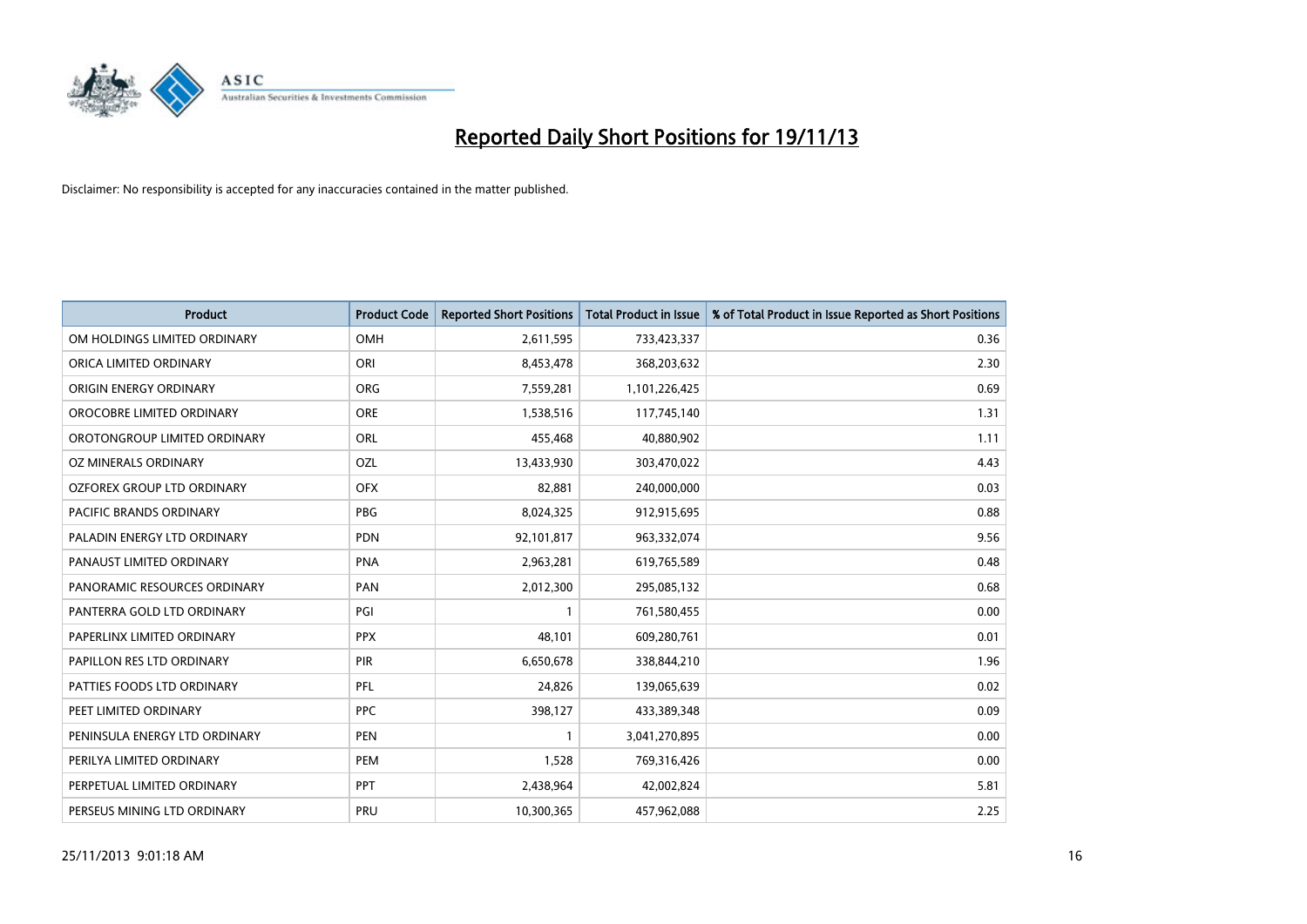# Reported Daily Short Positions for 19/11/13

Disclaimer: No responsibility is accepted for any inaccuracies contained in the matter published.

| Product | Product Code | Reported Short Positions | Total Product in Issue | % of Total Product in Issue Reported as Short Positions |
|---|---|---|---|---|
| OM HOLDINGS LIMITED ORDINARY | OMH | 2,611,595 | 733,423,337 | 0.36 |
| ORICA LIMITED ORDINARY | ORI | 8,453,478 | 368,203,632 | 2.30 |
| ORIGIN ENERGY ORDINARY | ORG | 7,559,281 | 1,101,226,425 | 0.69 |
| OROCOBRE LIMITED ORDINARY | ORE | 1,538,516 | 117,745,140 | 1.31 |
| OROTONGROUP LIMITED ORDINARY | ORL | 455,468 | 40,880,902 | 1.11 |
| OZ MINERALS ORDINARY | OZL | 13,433,930 | 303,470,022 | 4.43 |
| OZFOREX GROUP LTD ORDINARY | OFX | 82,881 | 240,000,000 | 0.03 |
| PACIFIC BRANDS ORDINARY | PBG | 8,024,325 | 912,915,695 | 0.88 |
| PALADIN ENERGY LTD ORDINARY | PDN | 92,101,817 | 963,332,074 | 9.56 |
| PANAUST LIMITED ORDINARY | PNA | 2,963,281 | 619,765,589 | 0.48 |
| PANORAMIC RESOURCES ORDINARY | PAN | 2,012,300 | 295,085,132 | 0.68 |
| PANTERRA GOLD LTD ORDINARY | PGI | 1 | 761,580,455 | 0.00 |
| PAPERLINX LIMITED ORDINARY | PPX | 48,101 | 609,280,761 | 0.01 |
| PAPILLON RES LTD ORDINARY | PIR | 6,650,678 | 338,844,210 | 1.96 |
| PATTIES FOODS LTD ORDINARY | PFL | 24,826 | 139,065,639 | 0.02 |
| PEET LIMITED ORDINARY | PPC | 398,127 | 433,389,348 | 0.09 |
| PENINSULA ENERGY LTD ORDINARY | PEN | 1 | 3,041,270,895 | 0.00 |
| PERILYA LIMITED ORDINARY | PEM | 1,528 | 769,316,426 | 0.00 |
| PERPETUAL LIMITED ORDINARY | PPT | 2,438,964 | 42,002,824 | 5.81 |
| PERSEUS MINING LTD ORDINARY | PRU | 10,300,365 | 457,962,088 | 2.25 |

25/11/2013 9:01:18 AM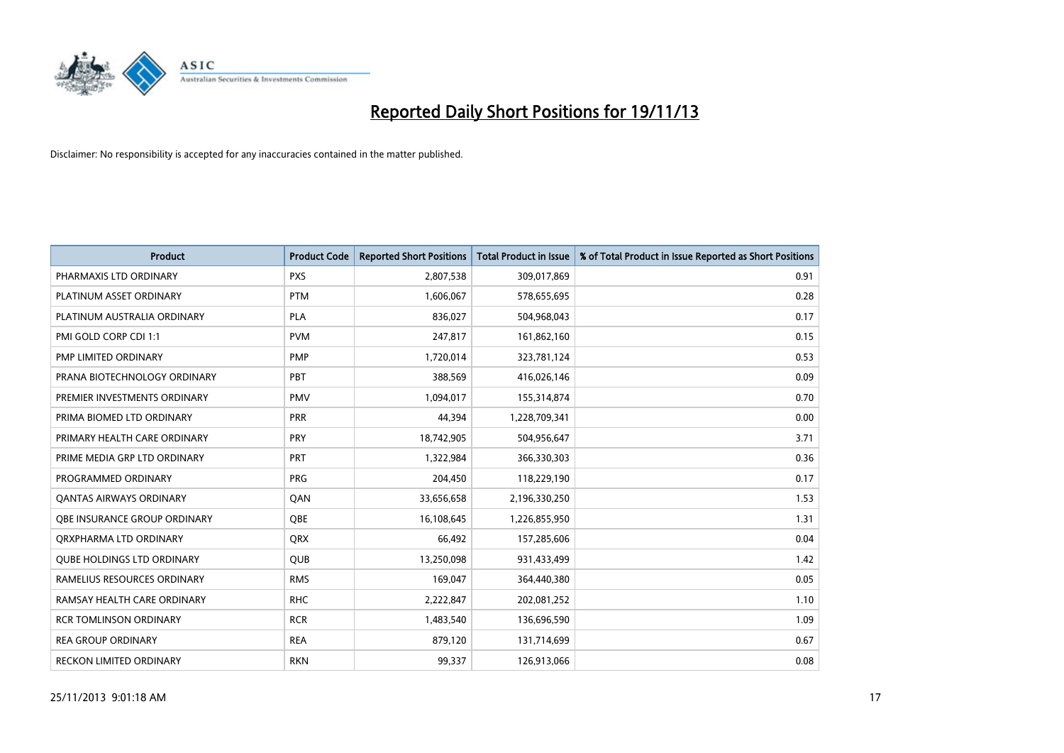# Reported Daily Short Positions for 19/11/13

Disclaimer: No responsibility is accepted for any inaccuracies contained in the matter published.

| Product | Product Code | Reported Short Positions | Total Product in Issue | % of Total Product in Issue Reported as Short Positions |
|---|---|---|---|---|
| PHARMAXIS LTD ORDINARY | PXS | 2,807,538 | 309,017,869 | 0.91 |
| PLATINUM ASSET ORDINARY | PTM | 1,606,067 | 578,655,695 | 0.28 |
| PLATINUM AUSTRALIA ORDINARY | PLA | 836,027 | 504,968,043 | 0.17 |
| PMI GOLD CORP CDI 1:1 | PVM | 247,817 | 161,862,160 | 0.15 |
| PMP LIMITED ORDINARY | PMP | 1,720,014 | 323,781,124 | 0.53 |
| PRANA BIOTECHNOLOGY ORDINARY | PBT | 388,569 | 416,026,146 | 0.09 |
| PREMIER INVESTMENTS ORDINARY | PMV | 1,094,017 | 155,314,874 | 0.70 |
| PRIMA BIOMED LTD ORDINARY | PRR | 44,394 | 1,228,709,341 | 0.00 |
| PRIMARY HEALTH CARE ORDINARY | PRY | 18,742,905 | 504,956,647 | 3.71 |
| PRIME MEDIA GRP LTD ORDINARY | PRT | 1,322,984 | 366,330,303 | 0.36 |
| PROGRAMMED ORDINARY | PRG | 204,450 | 118,229,190 | 0.17 |
| QANTAS AIRWAYS ORDINARY | QAN | 33,656,658 | 2,196,330,250 | 1.53 |
| QBE INSURANCE GROUP ORDINARY | QBE | 16,108,645 | 1,226,855,950 | 1.31 |
| QRXPHARMA LTD ORDINARY | QRX | 66,492 | 157,285,606 | 0.04 |
| QUBE HOLDINGS LTD ORDINARY | QUB | 13,250,098 | 931,433,499 | 1.42 |
| RAMELIUS RESOURCES ORDINARY | RMS | 169,047 | 364,440,380 | 0.05 |
| RAMSAY HEALTH CARE ORDINARY | RHC | 2,222,847 | 202,081,252 | 1.10 |
| RCR TOMLINSON ORDINARY | RCR | 1,483,540 | 136,696,590 | 1.09 |
| REA GROUP ORDINARY | REA | 879,120 | 131,714,699 | 0.67 |
| RECKON LIMITED ORDINARY | RKN | 99,337 | 126,913,066 | 0.08 |

25/11/2013 9:01:18 AM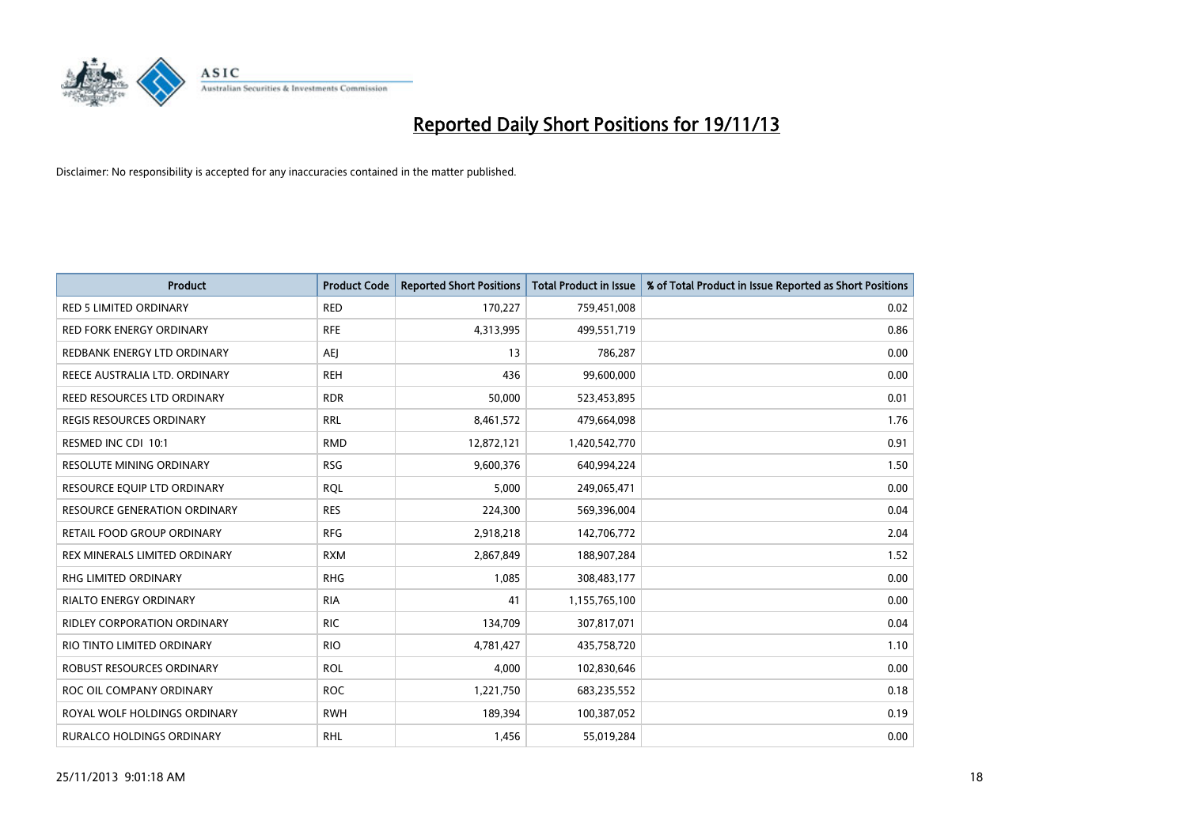# Reported Daily Short Positions for 19/11/13

Disclaimer: No responsibility is accepted for any inaccuracies contained in the matter published.

| Product | Product Code | Reported Short Positions | Total Product in Issue | % of Total Product in Issue Reported as Short Positions |
|---|---|---|---|---|
| RED 5 LIMITED ORDINARY | RED | 170,227 | 759,451,008 | 0.02 |
| RED FORK ENERGY ORDINARY | RFE | 4,313,995 | 499,551,719 | 0.86 |
| REDBANK ENERGY LTD ORDINARY | AEJ | 13 | 786,287 | 0.00 |
| REECE AUSTRALIA LTD. ORDINARY | REH | 436 | 99,600,000 | 0.00 |
| REED RESOURCES LTD ORDINARY | RDR | 50,000 | 523,453,895 | 0.01 |
| REGIS RESOURCES ORDINARY | RRL | 8,461,572 | 479,664,098 | 1.76 |
| RESMED INC CDI 10:1 | RMD | 12,872,121 | 1,420,542,770 | 0.91 |
| RESOLUTE MINING ORDINARY | RSG | 9,600,376 | 640,994,224 | 1.50 |
| RESOURCE EQUIP LTD ORDINARY | RQL | 5,000 | 249,065,471 | 0.00 |
| RESOURCE GENERATION ORDINARY | RES | 224,300 | 569,396,004 | 0.04 |
| RETAIL FOOD GROUP ORDINARY | RFG | 2,918,218 | 142,706,772 | 2.04 |
| REX MINERALS LIMITED ORDINARY | RXM | 2,867,849 | 188,907,284 | 1.52 |
| RHG LIMITED ORDINARY | RHG | 1,085 | 308,483,177 | 0.00 |
| RIALTO ENERGY ORDINARY | RIA | 41 | 1,155,765,100 | 0.00 |
| RIDLEY CORPORATION ORDINARY | RIC | 134,709 | 307,817,071 | 0.04 |
| RIO TINTO LIMITED ORDINARY | RIO | 4,781,427 | 435,758,720 | 1.10 |
| ROBUST RESOURCES ORDINARY | ROL | 4,000 | 102,830,646 | 0.00 |
| ROC OIL COMPANY ORDINARY | ROC | 1,221,750 | 683,235,552 | 0.18 |
| ROYAL WOLF HOLDINGS ORDINARY | RWH | 189,394 | 100,387,052 | 0.19 |
| RURALCO HOLDINGS ORDINARY | RHL | 1,456 | 55,019,284 | 0.00 |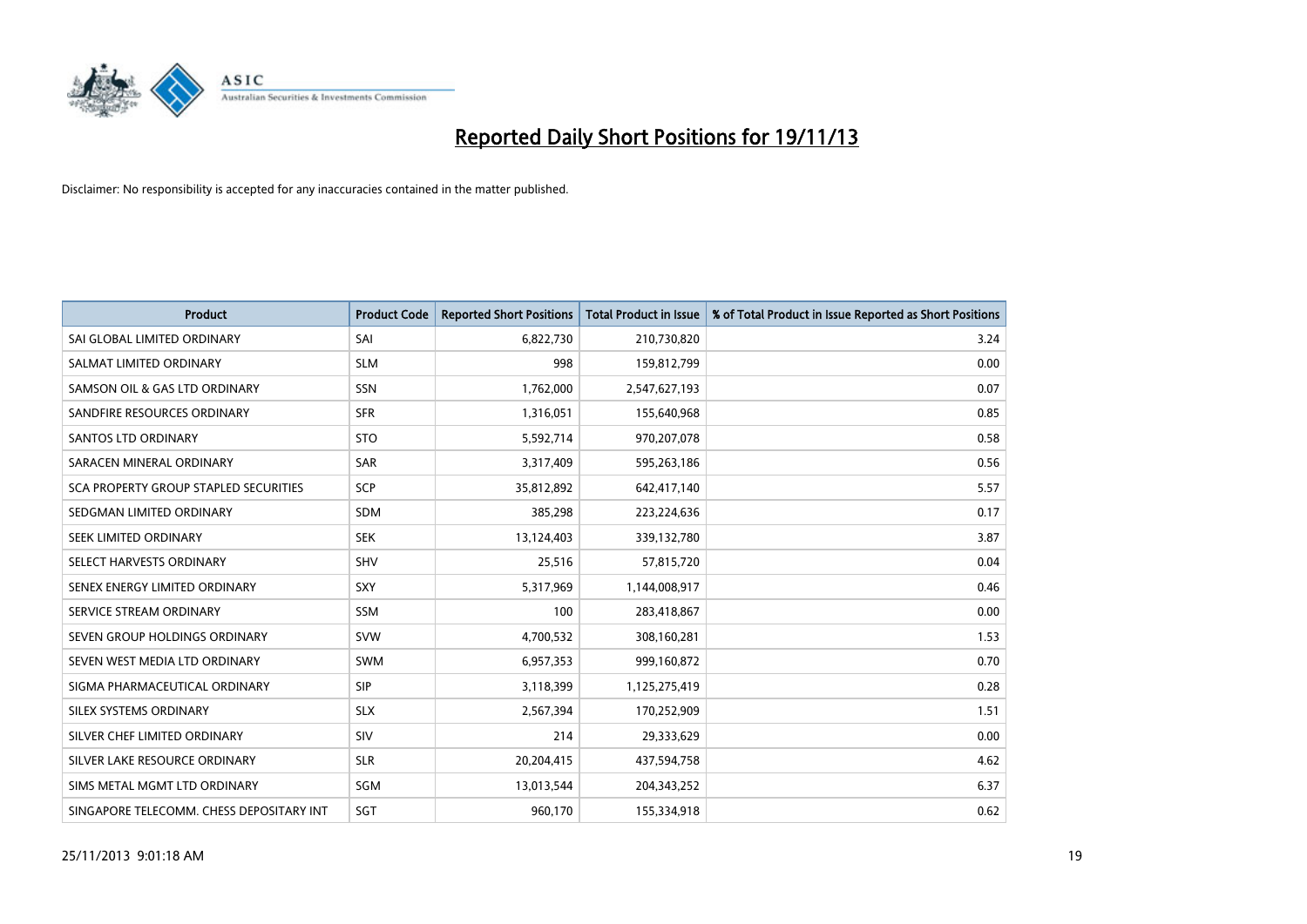# Reported Daily Short Positions for 19/11/13

Disclaimer: No responsibility is accepted for any inaccuracies contained in the matter published.

| Product | Product Code | Reported Short Positions | Total Product in Issue | % of Total Product in Issue Reported as Short Positions |
| --- | --- | --- | --- | --- |
| SAI GLOBAL LIMITED ORDINARY | SAI | 6,822,730 | 210,730,820 | 3.24 |
| SALMAT LIMITED ORDINARY | SLM | 998 | 159,812,799 | 0.00 |
| SAMSON OIL & GAS LTD ORDINARY | SSN | 1,762,000 | 2,547,627,193 | 0.07 |
| SANDFIRE RESOURCES ORDINARY | SFR | 1,316,051 | 155,640,968 | 0.85 |
| SANTOS LTD ORDINARY | STO | 5,592,714 | 970,207,078 | 0.58 |
| SARACEN MINERAL ORDINARY | SAR | 3,317,409 | 595,263,186 | 0.56 |
| SCA PROPERTY GROUP STAPLED SECURITIES | SCP | 35,812,892 | 642,417,140 | 5.57 |
| SEDGMAN LIMITED ORDINARY | SDM | 385,298 | 223,224,636 | 0.17 |
| SEEK LIMITED ORDINARY | SEK | 13,124,403 | 339,132,780 | 3.87 |
| SELECT HARVESTS ORDINARY | SHV | 25,516 | 57,815,720 | 0.04 |
| SENEX ENERGY LIMITED ORDINARY | SXY | 5,317,969 | 1,144,008,917 | 0.46 |
| SERVICE STREAM ORDINARY | SSM | 100 | 283,418,867 | 0.00 |
| SEVEN GROUP HOLDINGS ORDINARY | SVW | 4,700,532 | 308,160,281 | 1.53 |
| SEVEN WEST MEDIA LTD ORDINARY | SWM | 6,957,353 | 999,160,872 | 0.70 |
| SIGMA PHARMACEUTICAL ORDINARY | SIP | 3,118,399 | 1,125,275,419 | 0.28 |
| SILEX SYSTEMS ORDINARY | SLX | 2,567,394 | 170,252,909 | 1.51 |
| SILVER CHEF LIMITED ORDINARY | SIV | 214 | 29,333,629 | 0.00 |
| SILVER LAKE RESOURCE ORDINARY | SLR | 20,204,415 | 437,594,758 | 4.62 |
| SIMS METAL MGMT LTD ORDINARY | SGM | 13,013,544 | 204,343,252 | 6.37 |
| SINGAPORE TELECOMM. CHESS DEPOSITARY INT | SGT | 960,170 | 155,334,918 | 0.62 |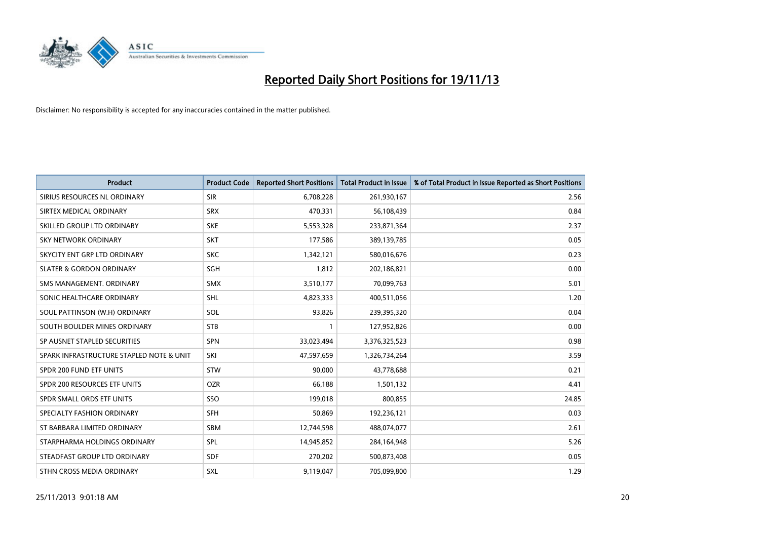# Reported Daily Short Positions for 19/11/13

Disclaimer: No responsibility is accepted for any inaccuracies contained in the matter published.

| Product | Product Code | Reported Short Positions | Total Product in Issue | % of Total Product in Issue Reported as Short Positions |
|---|---|---|---|---|
| SIRIUS RESOURCES NL ORDINARY | SIR | 6,708,228 | 261,930,167 | 2.56 |
| SIRTEX MEDICAL ORDINARY | SRX | 470,331 | 56,108,439 | 0.84 |
| SKILLED GROUP LTD ORDINARY | SKE | 5,553,328 | 233,871,364 | 2.37 |
| SKY NETWORK ORDINARY | SKT | 177,586 | 389,139,785 | 0.05 |
| SKYCITY ENT GRP LTD ORDINARY | SKC | 1,342,121 | 580,016,676 | 0.23 |
| SLATER & GORDON ORDINARY | SGH | 1,812 | 202,186,821 | 0.00 |
| SMS MANAGEMENT. ORDINARY | SMX | 3,510,177 | 70,099,763 | 5.01 |
| SONIC HEALTHCARE ORDINARY | SHL | 4,823,333 | 400,511,056 | 1.20 |
| SOUL PATTINSON (W.H) ORDINARY | SOL | 93,826 | 239,395,320 | 0.04 |
| SOUTH BOULDER MINES ORDINARY | STB | 1 | 127,952,826 | 0.00 |
| SP AUSNET STAPLED SECURITIES | SPN | 33,023,494 | 3,376,325,523 | 0.98 |
| SPARK INFRASTRUCTURE STAPLED NOTE & UNIT | SKI | 47,597,659 | 1,326,734,264 | 3.59 |
| SPDR 200 FUND ETF UNITS | STW | 90,000 | 43,778,688 | 0.21 |
| SPDR 200 RESOURCES ETF UNITS | OZR | 66,188 | 1,501,132 | 4.41 |
| SPDR SMALL ORDS ETF UNITS | SSO | 199,018 | 800,855 | 24.85 |
| SPECIALTY FASHION ORDINARY | SFH | 50,869 | 192,236,121 | 0.03 |
| ST BARBARA LIMITED ORDINARY | SBM | 12,744,598 | 488,074,077 | 2.61 |
| STARPHARMA HOLDINGS ORDINARY | SPL | 14,945,852 | 284,164,948 | 5.26 |
| STEADFAST GROUP LTD ORDINARY | SDF | 270,202 | 500,873,408 | 0.05 |
| STHN CROSS MEDIA ORDINARY | SXL | 9,119,047 | 705,099,800 | 1.29 |

25/11/2013 9:01:18 AM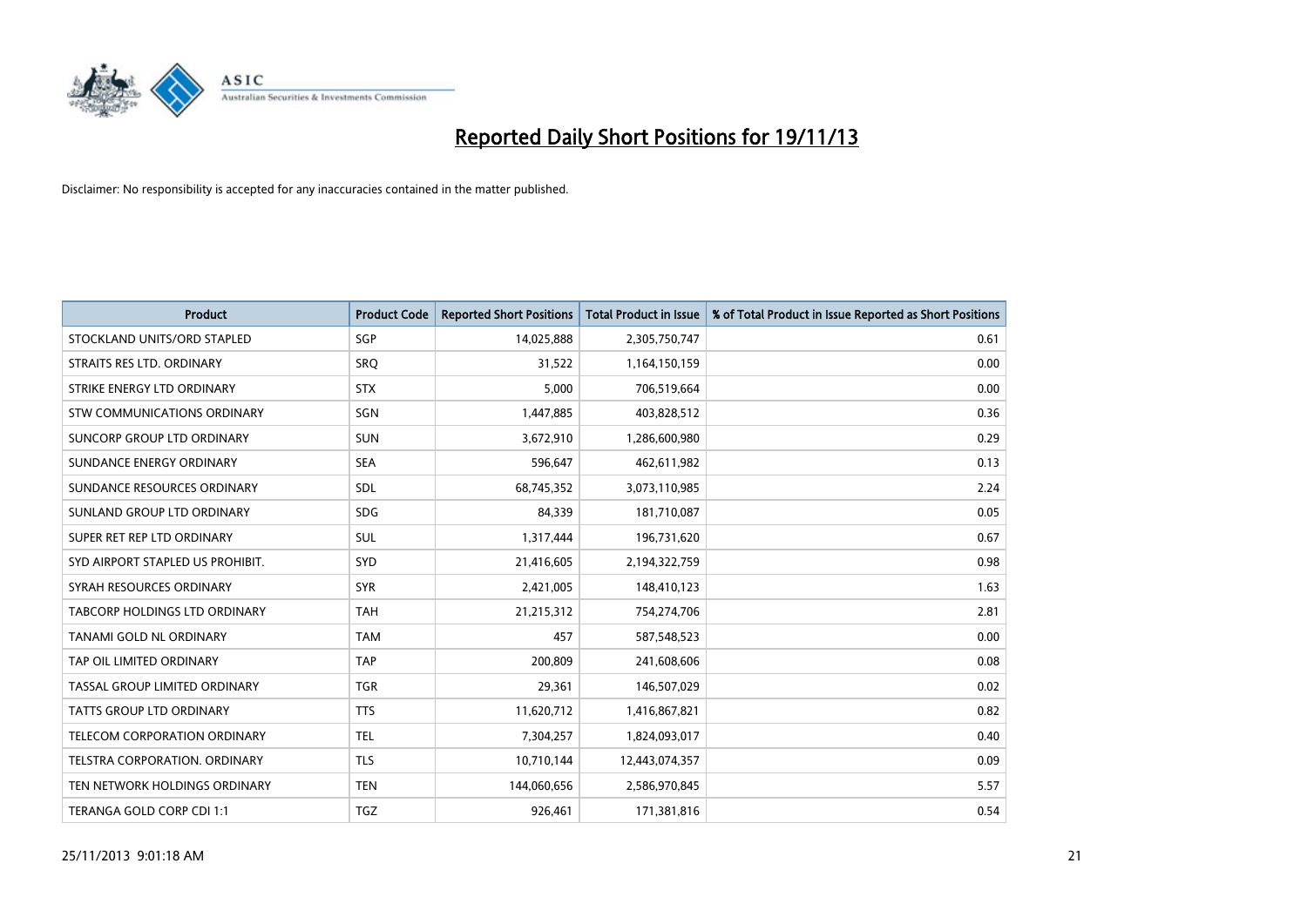# Reported Daily Short Positions for 19/11/13

Disclaimer: No responsibility is accepted for any inaccuracies contained in the matter published.

| Product | Product Code | Reported Short Positions | Total Product in Issue | % of Total Product in Issue Reported as Short Positions |
|---|---|---|---|---|
| STOCKLAND UNITS/ORD STAPLED | SGP | 14,025,888 | 2,305,750,747 | 0.61 |
| STRAITS RES LTD. ORDINARY | SRQ | 31,522 | 1,164,150,159 | 0.00 |
| STRIKE ENERGY LTD ORDINARY | STX | 5,000 | 706,519,664 | 0.00 |
| STW COMMUNICATIONS ORDINARY | SGN | 1,447,885 | 403,828,512 | 0.36 |
| SUNCORP GROUP LTD ORDINARY | SUN | 3,672,910 | 1,286,600,980 | 0.29 |
| SUNDANCE ENERGY ORDINARY | SEA | 596,647 | 462,611,982 | 0.13 |
| SUNDANCE RESOURCES ORDINARY | SDL | 68,745,352 | 3,073,110,985 | 2.24 |
| SUNLAND GROUP LTD ORDINARY | SDG | 84,339 | 181,710,087 | 0.05 |
| SUPER RET REP LTD ORDINARY | SUL | 1,317,444 | 196,731,620 | 0.67 |
| SYD AIRPORT STAPLED US PROHIBIT. | SYD | 21,416,605 | 2,194,322,759 | 0.98 |
| SYRAH RESOURCES ORDINARY | SYR | 2,421,005 | 148,410,123 | 1.63 |
| TABCORP HOLDINGS LTD ORDINARY | TAH | 21,215,312 | 754,274,706 | 2.81 |
| TANAMI GOLD NL ORDINARY | TAM | 457 | 587,548,523 | 0.00 |
| TAP OIL LIMITED ORDINARY | TAP | 200,809 | 241,608,606 | 0.08 |
| TASSAL GROUP LIMITED ORDINARY | TGR | 29,361 | 146,507,029 | 0.02 |
| TATTS GROUP LTD ORDINARY | TTS | 11,620,712 | 1,416,867,821 | 0.82 |
| TELECOM CORPORATION ORDINARY | TEL | 7,304,257 | 1,824,093,017 | 0.40 |
| TELSTRA CORPORATION. ORDINARY | TLS | 10,710,144 | 12,443,074,357 | 0.09 |
| TEN NETWORK HOLDINGS ORDINARY | TEN | 144,060,656 | 2,586,970,845 | 5.57 |
| TERANGA GOLD CORP CDI 1:1 | TGZ | 926,461 | 171,381,816 | 0.54 |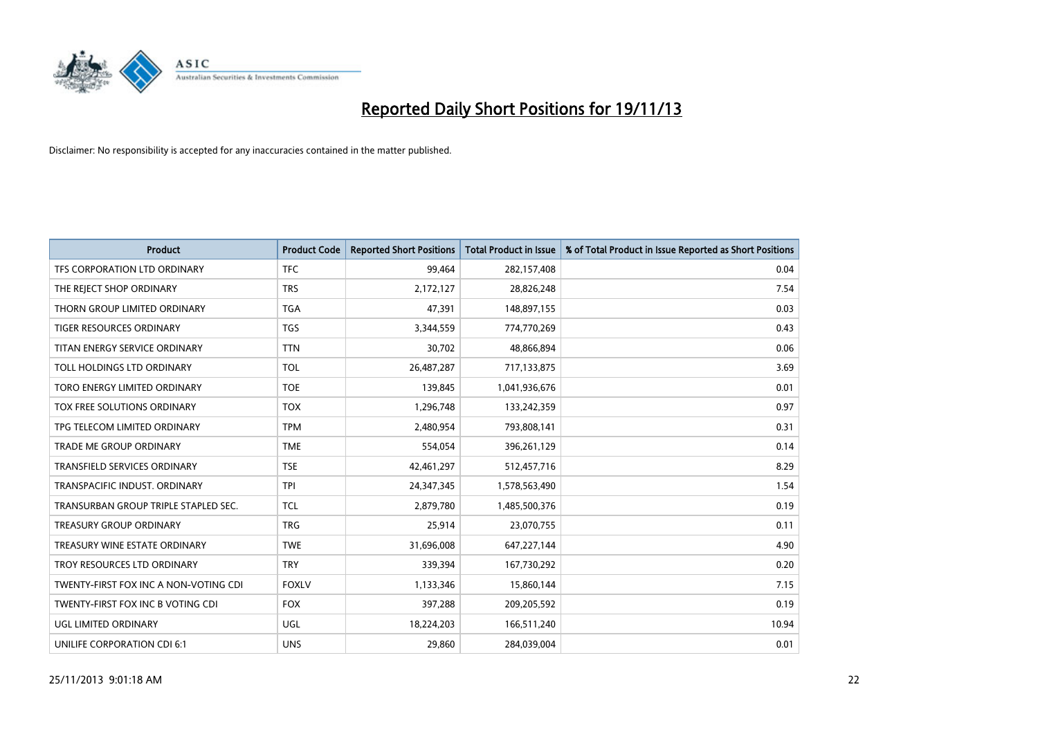# Reported Daily Short Positions for 19/11/13

Disclaimer: No responsibility is accepted for any inaccuracies contained in the matter published.

| Product | Product Code | Reported Short Positions | Total Product in Issue | % of Total Product in Issue Reported as Short Positions |
| --- | --- | --- | --- | --- |
| TFS CORPORATION LTD ORDINARY | TFC | 99,464 | 282,157,408 | 0.04 |
| THE REJECT SHOP ORDINARY | TRS | 2,172,127 | 28,826,248 | 7.54 |
| THORN GROUP LIMITED ORDINARY | TGA | 47,391 | 148,897,155 | 0.03 |
| TIGER RESOURCES ORDINARY | TGS | 3,344,559 | 774,770,269 | 0.43 |
| TITAN ENERGY SERVICE ORDINARY | TTN | 30,702 | 48,866,894 | 0.06 |
| TOLL HOLDINGS LTD ORDINARY | TOL | 26,487,287 | 717,133,875 | 3.69 |
| TORO ENERGY LIMITED ORDINARY | TOE | 139,845 | 1,041,936,676 | 0.01 |
| TOX FREE SOLUTIONS ORDINARY | TOX | 1,296,748 | 133,242,359 | 0.97 |
| TPG TELECOM LIMITED ORDINARY | TPM | 2,480,954 | 793,808,141 | 0.31 |
| TRADE ME GROUP ORDINARY | TME | 554,054 | 396,261,129 | 0.14 |
| TRANSFIELD SERVICES ORDINARY | TSE | 42,461,297 | 512,457,716 | 8.29 |
| TRANSPACIFIC INDUST. ORDINARY | TPI | 24,347,345 | 1,578,563,490 | 1.54 |
| TRANSURBAN GROUP TRIPLE STAPLED SEC. | TCL | 2,879,780 | 1,485,500,376 | 0.19 |
| TREASURY GROUP ORDINARY | TRG | 25,914 | 23,070,755 | 0.11 |
| TREASURY WINE ESTATE ORDINARY | TWE | 31,696,008 | 647,227,144 | 4.90 |
| TROY RESOURCES LTD ORDINARY | TRY | 339,394 | 167,730,292 | 0.20 |
| TWENTY-FIRST FOX INC A NON-VOTING CDI | FOXLV | 1,133,346 | 15,860,144 | 7.15 |
| TWENTY-FIRST FOX INC B VOTING CDI | FOX | 397,288 | 209,205,592 | 0.19 |
| UGL LIMITED ORDINARY | UGL | 18,224,203 | 166,511,240 | 10.94 |
| UNILIFE CORPORATION CDI 6:1 | UNS | 29,860 | 284,039,004 | 0.01 |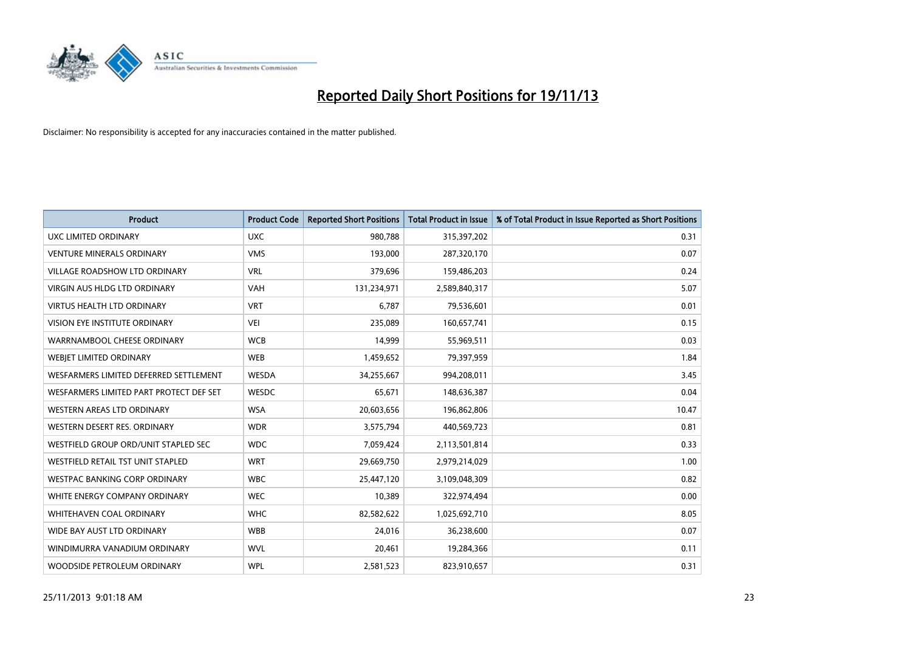# Reported Daily Short Positions for 19/11/13

Disclaimer: No responsibility is accepted for any inaccuracies contained in the matter published.

| Product | Product Code | Reported Short Positions | Total Product in Issue | % of Total Product in Issue Reported as Short Positions |
|---|---|---|---|---|
| UXC LIMITED ORDINARY | UXC | 980,788 | 315,397,202 | 0.31 |
| VENTURE MINERALS ORDINARY | VMS | 193,000 | 287,320,170 | 0.07 |
| VILLAGE ROADSHOW LTD ORDINARY | VRL | 379,696 | 159,486,203 | 0.24 |
| VIRGIN AUS HLDG LTD ORDINARY | VAH | 131,234,971 | 2,589,840,317 | 5.07 |
| VIRTUS HEALTH LTD ORDINARY | VRT | 6,787 | 79,536,601 | 0.01 |
| VISION EYE INSTITUTE ORDINARY | VEI | 235,089 | 160,657,741 | 0.15 |
| WARRNAMBOOL CHEESE ORDINARY | WCB | 14,999 | 55,969,511 | 0.03 |
| WEBJET LIMITED ORDINARY | WEB | 1,459,652 | 79,397,959 | 1.84 |
| WESFARMERS LIMITED DEFERRED SETTLEMENT | WESDA | 34,255,667 | 994,208,011 | 3.45 |
| WESFARMERS LIMITED PART PROTECT DEF SET | WESDC | 65,671 | 148,636,387 | 0.04 |
| WESTERN AREAS LTD ORDINARY | WSA | 20,603,656 | 196,862,806 | 10.47 |
| WESTERN DESERT RES. ORDINARY | WDR | 3,575,794 | 440,569,723 | 0.81 |
| WESTFIELD GROUP ORD/UNIT STAPLED SEC | WDC | 7,059,424 | 2,113,501,814 | 0.33 |
| WESTFIELD RETAIL TST UNIT STAPLED | WRT | 29,669,750 | 2,979,214,029 | 1.00 |
| WESTPAC BANKING CORP ORDINARY | WBC | 25,447,120 | 3,109,048,309 | 0.82 |
| WHITE ENERGY COMPANY ORDINARY | WEC | 10,389 | 322,974,494 | 0.00 |
| WHITEHAVEN COAL ORDINARY | WHC | 82,582,622 | 1,025,692,710 | 8.05 |
| WIDE BAY AUST LTD ORDINARY | WBB | 24,016 | 36,238,600 | 0.07 |
| WINDIMURRA VANADIUM ORDINARY | WVL | 20,461 | 19,284,366 | 0.11 |
| WOODSIDE PETROLEUM ORDINARY | WPL | 2,581,523 | 823,910,657 | 0.31 |

25/11/2013 9:01:18 AM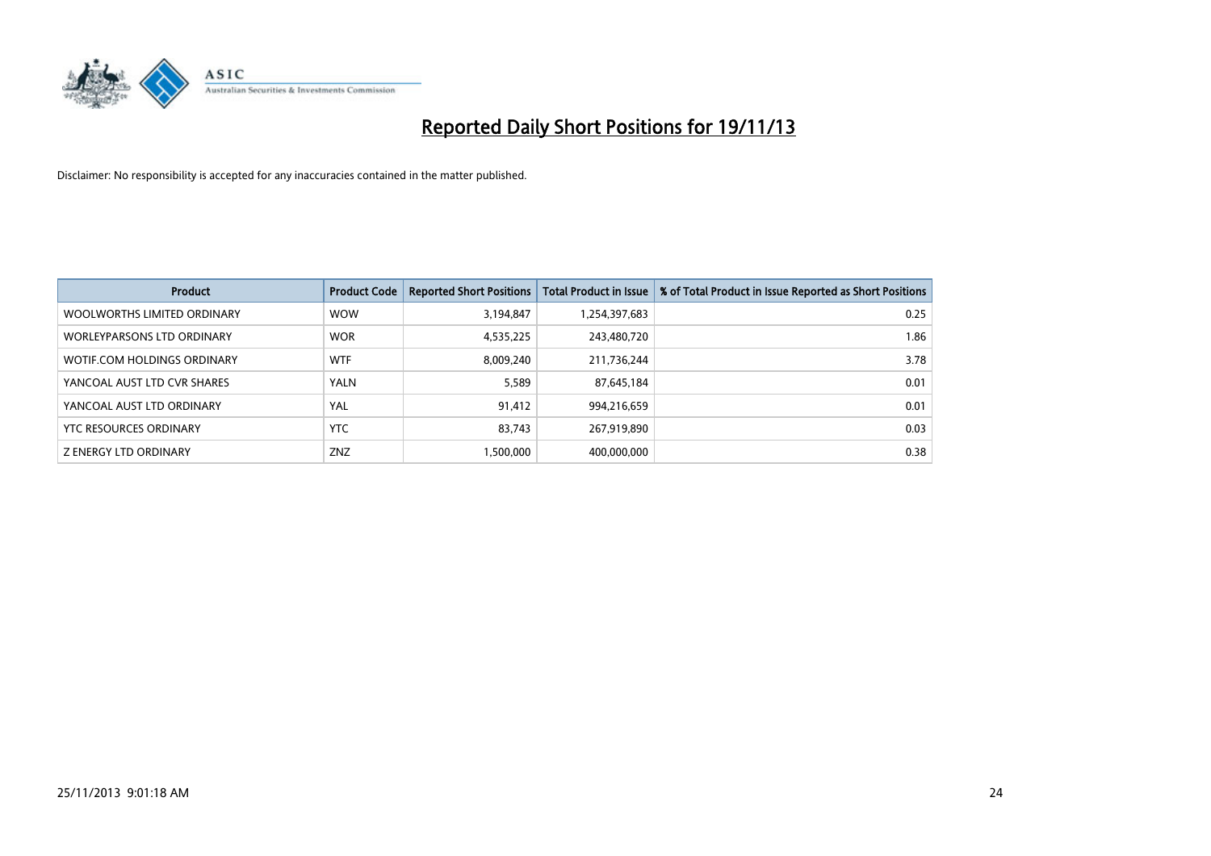# Reported Daily Short Positions for 19/11/13

Disclaimer: No responsibility is accepted for any inaccuracies contained in the matter published.

| Product | Product Code | Reported Short Positions | Total Product in Issue | % of Total Product in Issue Reported as Short Positions |
|---|---|---|---|---|
| WOOLWORTHS LIMITED ORDINARY | WOW | 3,194,847 | 1,254,397,683 | 0.25 |
| WORLEYPARSONS LTD ORDINARY | WOR | 4,535,225 | 243,480,720 | 1.86 |
| WOTIF.COM HOLDINGS ORDINARY | WTF | 8,009,240 | 211,736,244 | 3.78 |
| YANCOAL AUST LTD CVR SHARES | YALN | 5,589 | 87,645,184 | 0.01 |
| YANCOAL AUST LTD ORDINARY | YAL | 91,412 | 994,216,659 | 0.01 |
| YTC RESOURCES ORDINARY | YTC | 83,743 | 267,919,890 | 0.03 |
| Z ENERGY LTD ORDINARY | ZNZ | 1,500,000 | 400,000,000 | 0.38 |

25/11/2013 9:01:18 AM